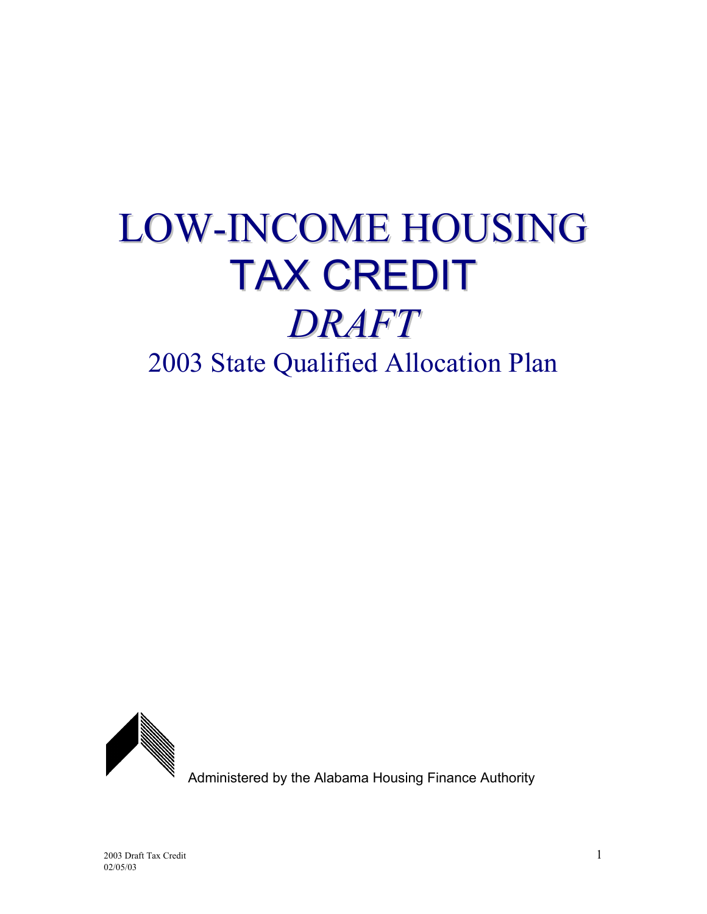# LOW-INCOME HOUSING TAX CREDIT

# *DRAFT*

## 2003 State Qualified Allocation Plan

Administered by the Alabama Housing Finance Authority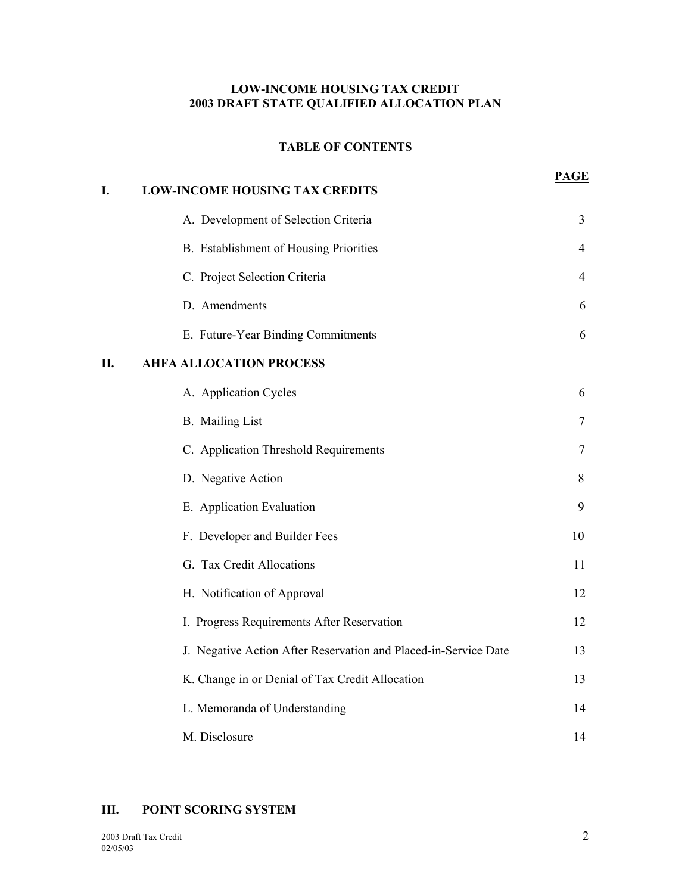**LOW-INCOME HOUSING TAX CREDIT**
**2003 DRAFT STATE QUALIFIED ALLOCATION PLAN**

**TABLE OF CONTENTS**

| | | **PAGE** |
|---|---|---|
| **I.** | **LOW-INCOME HOUSING TAX CREDITS** | |
| | A. Development of Selection Criteria | 3 |
| | B. Establishment of Housing Priorities | 4 |
| | C. Project Selection Criteria | 4 |
| | D. Amendments | 6 |
| | E. Future-Year Binding Commitments | 6 |
| **II.** | **AHFA ALLOCATION PROCESS** | |
| | A. Application Cycles | 6 |
| | B. Mailing List | 7 |
| | C. Application Threshold Requirements | 7 |
| | D. Negative Action | 8 |
| | E. Application Evaluation | 9 |
| | F. Developer and Builder Fees | 10 |
| | G. Tax Credit Allocations | 11 |
| | H. Notification of Approval | 12 |
| | I. Progress Requirements After Reservation | 12 |
| | J. Negative Action After Reservation and Placed-in-Service Date | 13 |
| | K. Change in or Denial of Tax Credit Allocation | 13 |
| | L. Memoranda of Understanding | 14 |
| | M. Disclosure | 14 |
| **III.** | **POINT SCORING SYSTEM** | |

2003 Draft Tax Credit
02/05/03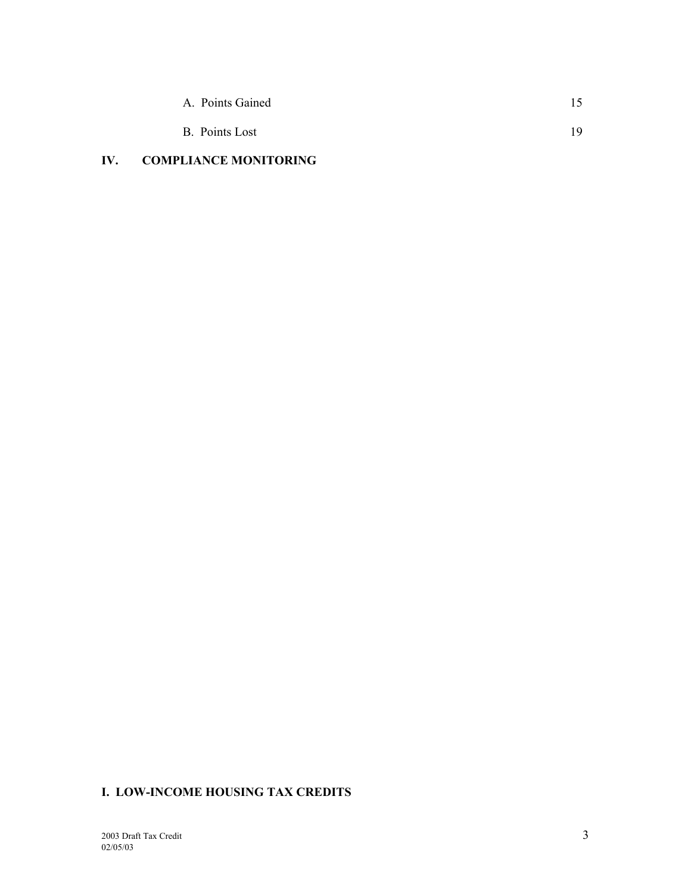A. Points Gained 15

B. Points Lost 19

**IV. COMPLIANCE MONITORING**

# I. LOW-INCOME HOUSING TAX CREDITS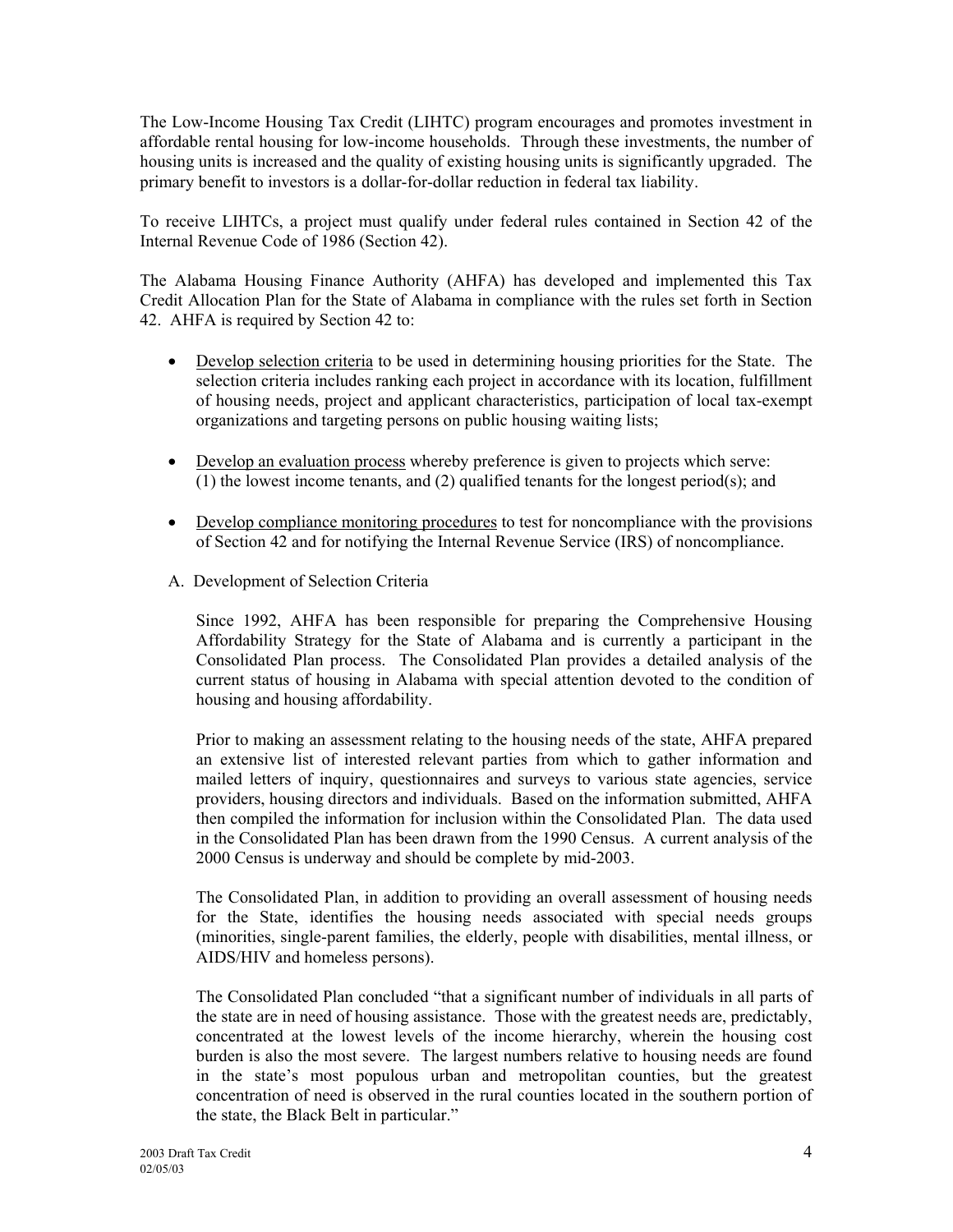The Low-Income Housing Tax Credit (LIHTC) program encourages and promotes investment in affordable rental housing for low-income households. Through these investments, the number of housing units is increased and the quality of existing housing units is significantly upgraded. The primary benefit to investors is a dollar-for-dollar reduction in federal tax liability.

To receive LIHTCs, a project must qualify under federal rules contained in Section 42 of the Internal Revenue Code of 1986 (Section 42).

The Alabama Housing Finance Authority (AHFA) has developed and implemented this Tax Credit Allocation Plan for the State of Alabama in compliance with the rules set forth in Section 42. AHFA is required by Section 42 to:

- Develop selection criteria to be used in determining housing priorities for the State. The selection criteria includes ranking each project in accordance with its location, fulfillment of housing needs, project and applicant characteristics, participation of local tax-exempt organizations and targeting persons on public housing waiting lists;
- Develop an evaluation process whereby preference is given to projects which serve: (1) the lowest income tenants, and (2) qualified tenants for the longest period(s); and
- Develop compliance monitoring procedures to test for noncompliance with the provisions of Section 42 and for notifying the Internal Revenue Service (IRS) of noncompliance.

## A. Development of Selection Criteria

Since 1992, AHFA has been responsible for preparing the Comprehensive Housing Affordability Strategy for the State of Alabama and is currently a participant in the Consolidated Plan process. The Consolidated Plan provides a detailed analysis of the current status of housing in Alabama with special attention devoted to the condition of housing and housing affordability.

Prior to making an assessment relating to the housing needs of the state, AHFA prepared an extensive list of interested relevant parties from which to gather information and mailed letters of inquiry, questionnaires and surveys to various state agencies, service providers, housing directors and individuals. Based on the information submitted, AHFA then compiled the information for inclusion within the Consolidated Plan. The data used in the Consolidated Plan has been drawn from the 1990 Census. A current analysis of the 2000 Census is underway and should be complete by mid-2003.

The Consolidated Plan, in addition to providing an overall assessment of housing needs for the State, identifies the housing needs associated with special needs groups (minorities, single-parent families, the elderly, people with disabilities, mental illness, or AIDS/HIV and homeless persons).

The Consolidated Plan concluded "that a significant number of individuals in all parts of the state are in need of housing assistance. Those with the greatest needs are, predictably, concentrated at the lowest levels of the income hierarchy, wherein the housing cost burden is also the most severe. The largest numbers relative to housing needs are found in the state's most populous urban and metropolitan counties, but the greatest concentration of need is observed in the rural counties located in the southern portion of the state, the Black Belt in particular."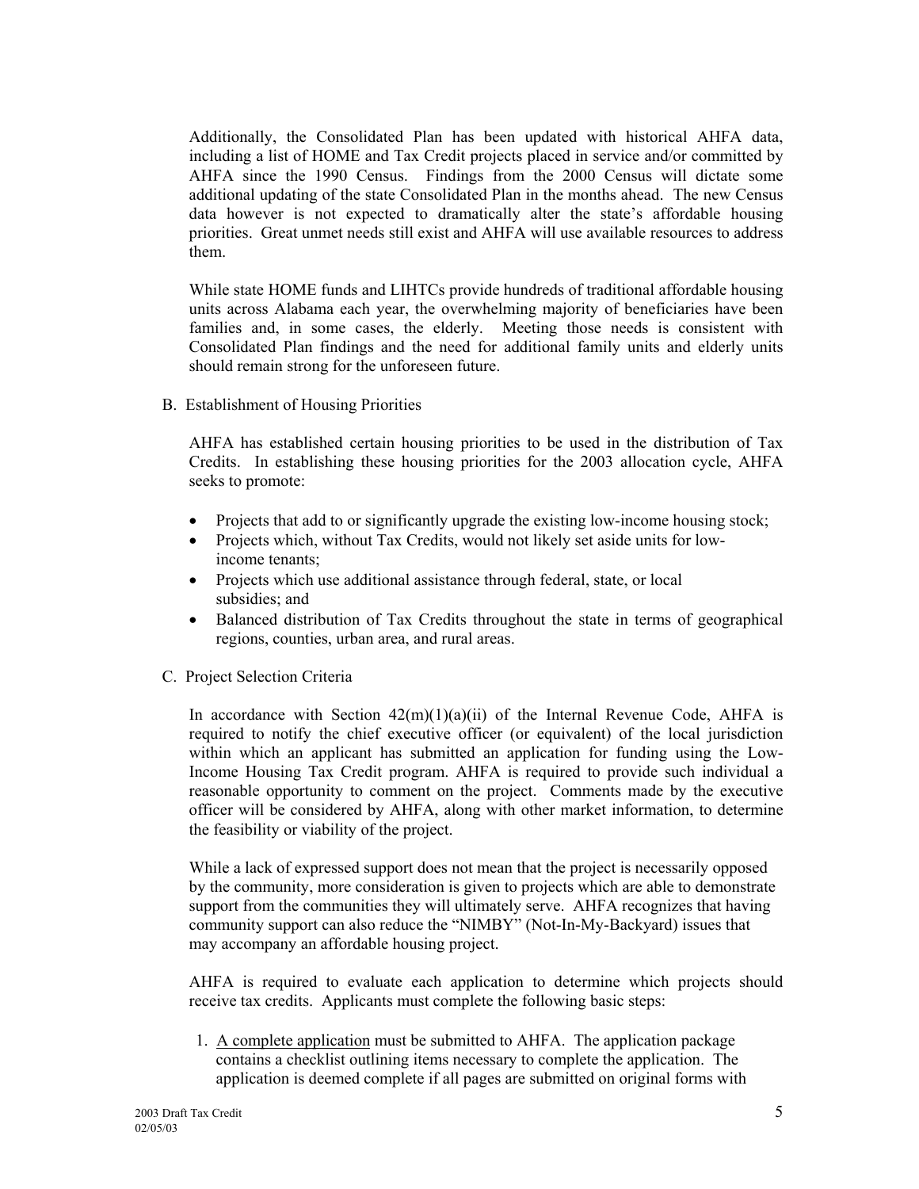Additionally, the Consolidated Plan has been updated with historical AHFA data, including a list of HOME and Tax Credit projects placed in service and/or committed by AHFA since the 1990 Census. Findings from the 2000 Census will dictate some additional updating of the state Consolidated Plan in the months ahead. The new Census data however is not expected to dramatically alter the state's affordable housing priorities. Great unmet needs still exist and AHFA will use available resources to address them.

While state HOME funds and LIHTCs provide hundreds of traditional affordable housing units across Alabama each year, the overwhelming majority of beneficiaries have been families and, in some cases, the elderly. Meeting those needs is consistent with Consolidated Plan findings and the need for additional family units and elderly units should remain strong for the unforeseen future.

B. Establishment of Housing Priorities

AHFA has established certain housing priorities to be used in the distribution of Tax Credits. In establishing these housing priorities for the 2003 allocation cycle, AHFA seeks to promote:

- Projects that add to or significantly upgrade the existing low-income housing stock;
- Projects which, without Tax Credits, would not likely set aside units for low-income tenants;
- Projects which use additional assistance through federal, state, or local subsidies; and
- Balanced distribution of Tax Credits throughout the state in terms of geographical regions, counties, urban area, and rural areas.

C. Project Selection Criteria

In accordance with Section 42(m)(1)(a)(ii) of the Internal Revenue Code, AHFA is required to notify the chief executive officer (or equivalent) of the local jurisdiction within which an applicant has submitted an application for funding using the Low-Income Housing Tax Credit program. AHFA is required to provide such individual a reasonable opportunity to comment on the project. Comments made by the executive officer will be considered by AHFA, along with other market information, to determine the feasibility or viability of the project.

While a lack of expressed support does not mean that the project is necessarily opposed by the community, more consideration is given to projects which are able to demonstrate support from the communities they will ultimately serve. AHFA recognizes that having community support can also reduce the "NIMBY" (Not-In-My-Backyard) issues that may accompany an affordable housing project.

AHFA is required to evaluate each application to determine which projects should receive tax credits. Applicants must complete the following basic steps:

1. <u>A complete application</u> must be submitted to AHFA. The application package contains a checklist outlining items necessary to complete the application. The application is deemed complete if all pages are submitted on original forms with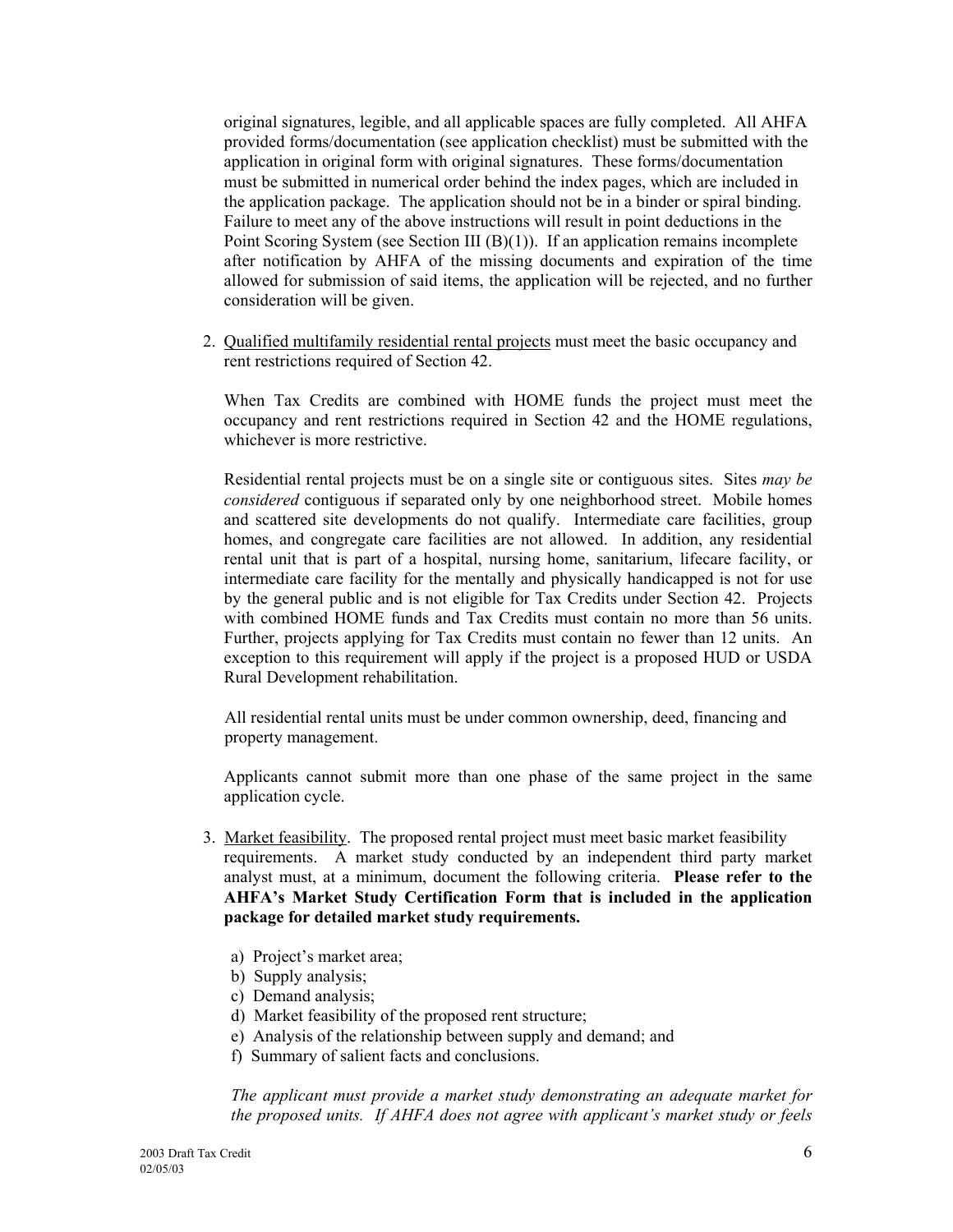original signatures, legible, and all applicable spaces are fully completed. All AHFA provided forms/documentation (see application checklist) must be submitted with the application in original form with original signatures. These forms/documentation must be submitted in numerical order behind the index pages, which are included in the application package. The application should not be in a binder or spiral binding. Failure to meet any of the above instructions will result in point deductions in the Point Scoring System (see Section III (B)(1)). If an application remains incomplete after notification by AHFA of the missing documents and expiration of the time allowed for submission of said items, the application will be rejected, and no further consideration will be given.

2. Qualified multifamily residential rental projects must meet the basic occupancy and rent restrictions required of Section 42.

   When Tax Credits are combined with HOME funds the project must meet the occupancy and rent restrictions required in Section 42 and the HOME regulations, whichever is more restrictive.

   Residential rental projects must be on a single site or contiguous sites. Sites *may be considered* contiguous if separated only by one neighborhood street. Mobile homes and scattered site developments do not qualify. Intermediate care facilities, group homes, and congregate care facilities are not allowed. In addition, any residential rental unit that is part of a hospital, nursing home, sanitarium, lifecare facility, or intermediate care facility for the mentally and physically handicapped is not for use by the general public and is not eligible for Tax Credits under Section 42. Projects with combined HOME funds and Tax Credits must contain no more than 56 units. Further, projects applying for Tax Credits must contain no fewer than 12 units. An exception to this requirement will apply if the project is a proposed HUD or USDA Rural Development rehabilitation.

   All residential rental units must be under common ownership, deed, financing and property management.

   Applicants cannot submit more than one phase of the same project in the same application cycle.

3. Market feasibility. The proposed rental project must meet basic market feasibility requirements. A market study conducted by an independent third party market analyst must, at a minimum, document the following criteria. **Please refer to the AHFA's Market Study Certification Form that is included in the application package for detailed market study requirements.**

   a) Project's market area;
   b) Supply analysis;
   c) Demand analysis;
   d) Market feasibility of the proposed rent structure;
   e) Analysis of the relationship between supply and demand; and
   f) Summary of salient facts and conclusions.

   *The applicant must provide a market study demonstrating an adequate market for the proposed units. If AHFA does not agree with applicant's market study or feels*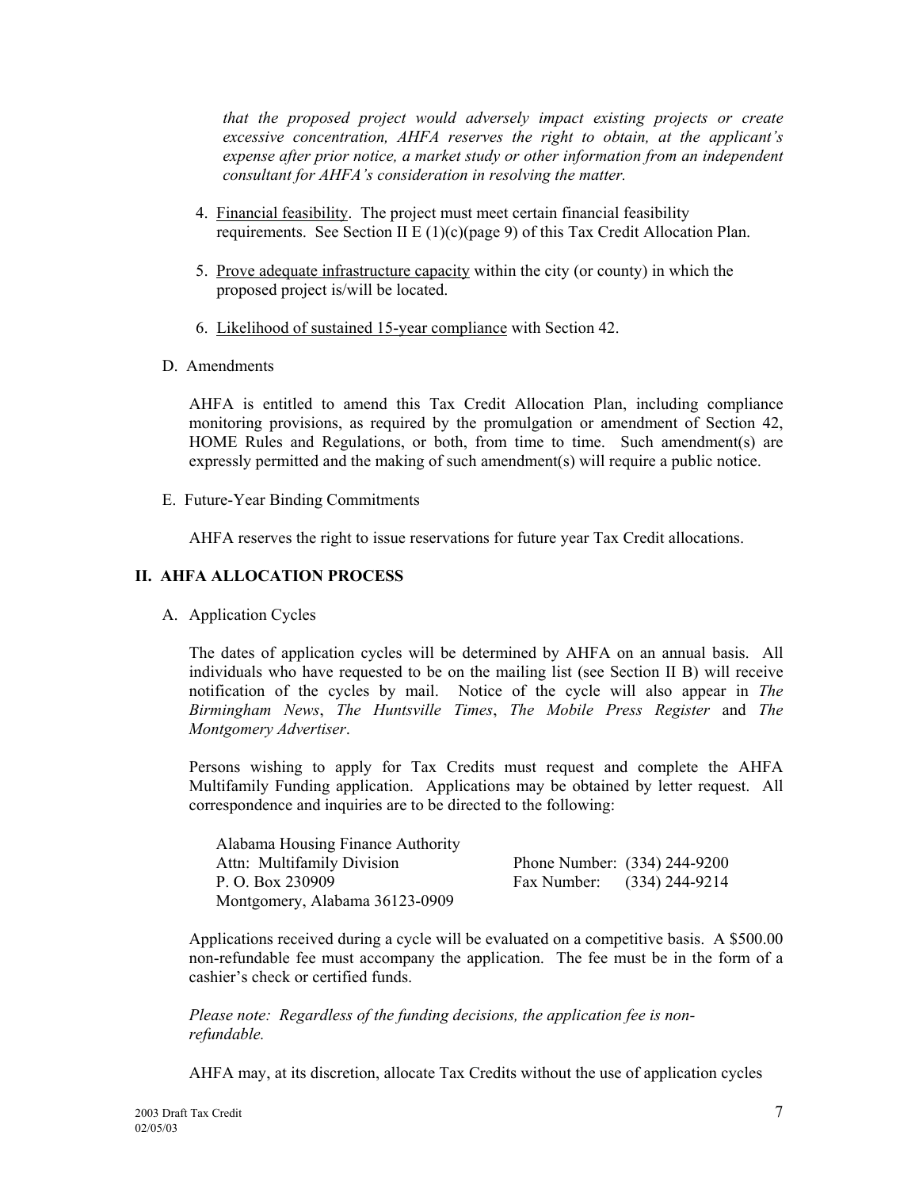*that the proposed project would adversely impact existing projects or create excessive concentration, AHFA reserves the right to obtain, at the applicant's expense after prior notice, a market study or other information from an independent consultant for AHFA's consideration in resolving the matter.*

4. Financial feasibility. The project must meet certain financial feasibility requirements. See Section II E (1)(c)(page 9) of this Tax Credit Allocation Plan.

5. Prove adequate infrastructure capacity within the city (or county) in which the proposed project is/will be located.

6. Likelihood of sustained 15-year compliance with Section 42.

D. Amendments

AHFA is entitled to amend this Tax Credit Allocation Plan, including compliance monitoring provisions, as required by the promulgation or amendment of Section 42, HOME Rules and Regulations, or both, from time to time. Such amendment(s) are expressly permitted and the making of such amendment(s) will require a public notice.

E. Future-Year Binding Commitments

AHFA reserves the right to issue reservations for future year Tax Credit allocations.

## II. AHFA ALLOCATION PROCESS

A. Application Cycles

The dates of application cycles will be determined by AHFA on an annual basis. All individuals who have requested to be on the mailing list (see Section II B) will receive notification of the cycles by mail. Notice of the cycle will also appear in *The Birmingham News*, *The Huntsville Times*, *The Mobile Press Register* and *The Montgomery Advertiser*.

Persons wishing to apply for Tax Credits must request and complete the AHFA Multifamily Funding application. Applications may be obtained by letter request. All correspondence and inquiries are to be directed to the following:

Alabama Housing Finance Authority
Attn: Multifamily Division
P. O. Box 230909
Montgomery, Alabama 36123-0909

Phone Number: (334) 244-9200
Fax Number: (334) 244-9214

Applications received during a cycle will be evaluated on a competitive basis. A $500.00 non-refundable fee must accompany the application. The fee must be in the form of a cashier's check or certified funds.

*Please note: Regardless of the funding decisions, the application fee is non-refundable.*

AHFA may, at its discretion, allocate Tax Credits without the use of application cycles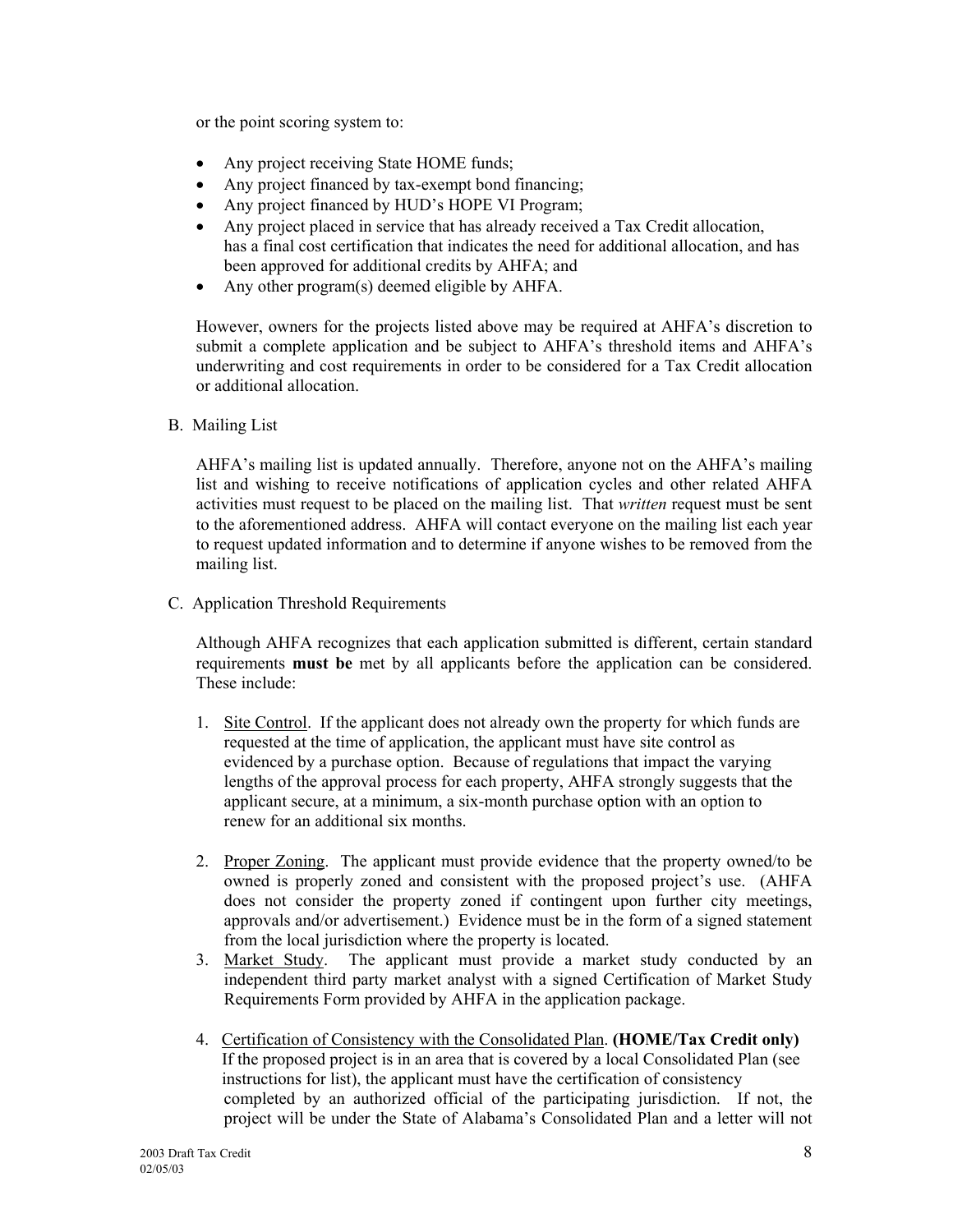or the point scoring system to:

- Any project receiving State HOME funds;
- Any project financed by tax-exempt bond financing;
- Any project financed by HUD's HOPE VI Program;
- Any project placed in service that has already received a Tax Credit allocation, has a final cost certification that indicates the need for additional allocation, and has been approved for additional credits by AHFA; and
- Any other program(s) deemed eligible by AHFA.

However, owners for the projects listed above may be required at AHFA's discretion to submit a complete application and be subject to AHFA's threshold items and AHFA's underwriting and cost requirements in order to be considered for a Tax Credit allocation or additional allocation.

B. Mailing List

AHFA's mailing list is updated annually. Therefore, anyone not on the AHFA's mailing list and wishing to receive notifications of application cycles and other related AHFA activities must request to be placed on the mailing list. That *written* request must be sent to the aforementioned address. AHFA will contact everyone on the mailing list each year to request updated information and to determine if anyone wishes to be removed from the mailing list.

C. Application Threshold Requirements

Although AHFA recognizes that each application submitted is different, certain standard requirements **must be** met by all applicants before the application can be considered. These include:

1. Site Control. If the applicant does not already own the property for which funds are requested at the time of application, the applicant must have site control as evidenced by a purchase option. Because of regulations that impact the varying lengths of the approval process for each property, AHFA strongly suggests that the applicant secure, at a minimum, a six-month purchase option with an option to renew for an additional six months.

2. Proper Zoning. The applicant must provide evidence that the property owned/to be owned is properly zoned and consistent with the proposed project's use. (AHFA does not consider the property zoned if contingent upon further city meetings, approvals and/or advertisement.) Evidence must be in the form of a signed statement from the local jurisdiction where the property is located.
3. Market Study. The applicant must provide a market study conducted by an independent third party market analyst with a signed Certification of Market Study Requirements Form provided by AHFA in the application package.

4. Certification of Consistency with the Consolidated Plan. **(HOME/Tax Credit only)** If the proposed project is in an area that is covered by a local Consolidated Plan (see instructions for list), the applicant must have the certification of consistency completed by an authorized official of the participating jurisdiction. If not, the project will be under the State of Alabama's Consolidated Plan and a letter will not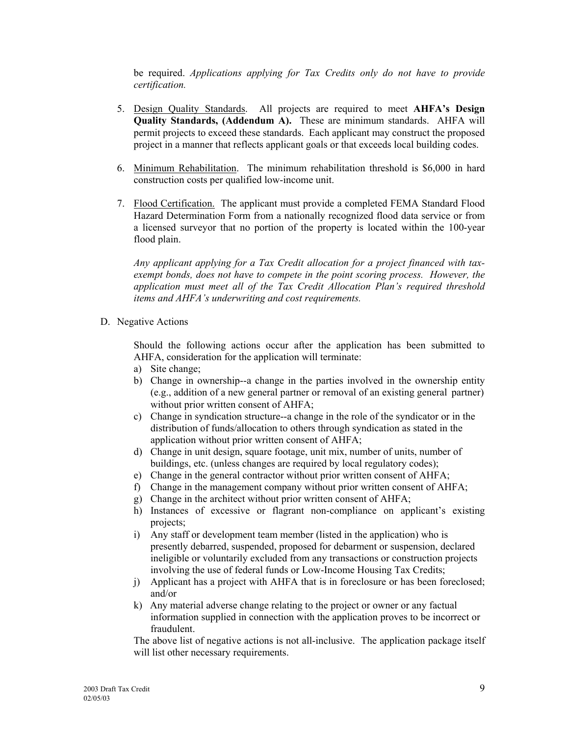be required. *Applications applying for Tax Credits only do not have to provide certification.*

5. Design Quality Standards. All projects are required to meet **AHFA's Design Quality Standards, (Addendum A).** These are minimum standards. AHFA will permit projects to exceed these standards. Each applicant may construct the proposed project in a manner that reflects applicant goals or that exceeds local building codes.

6. Minimum Rehabilitation. The minimum rehabilitation threshold is $6,000 in hard construction costs per qualified low-income unit.

7. Flood Certification. The applicant must provide a completed FEMA Standard Flood Hazard Determination Form from a nationally recognized flood data service or from a licensed surveyor that no portion of the property is located within the 100-year flood plain.

   *Any applicant applying for a Tax Credit allocation for a project financed with tax-exempt bonds, does not have to compete in the point scoring process. However, the application must meet all of the Tax Credit Allocation Plan's required threshold items and AHFA's underwriting and cost requirements.*

D. Negative Actions

Should the following actions occur after the application has been submitted to AHFA, consideration for the application will terminate:

a) Site change;
b) Change in ownership--a change in the parties involved in the ownership entity (e.g., addition of a new general partner or removal of an existing general partner) without prior written consent of AHFA;
c) Change in syndication structure--a change in the role of the syndicator or in the distribution of funds/allocation to others through syndication as stated in the application without prior written consent of AHFA;
d) Change in unit design, square footage, unit mix, number of units, number of buildings, etc. (unless changes are required by local regulatory codes);
e) Change in the general contractor without prior written consent of AHFA;
f) Change in the management company without prior written consent of AHFA;
g) Change in the architect without prior written consent of AHFA;
h) Instances of excessive or flagrant non-compliance on applicant's existing projects;
i) Any staff or development team member (listed in the application) who is presently debarred, suspended, proposed for debarment or suspension, declared ineligible or voluntarily excluded from any transactions or construction projects involving the use of federal funds or Low-Income Housing Tax Credits;
j) Applicant has a project with AHFA that is in foreclosure or has been foreclosed; and/or
k) Any material adverse change relating to the project or owner or any factual information supplied in connection with the application proves to be incorrect or fraudulent.

The above list of negative actions is not all-inclusive. The application package itself will list other necessary requirements.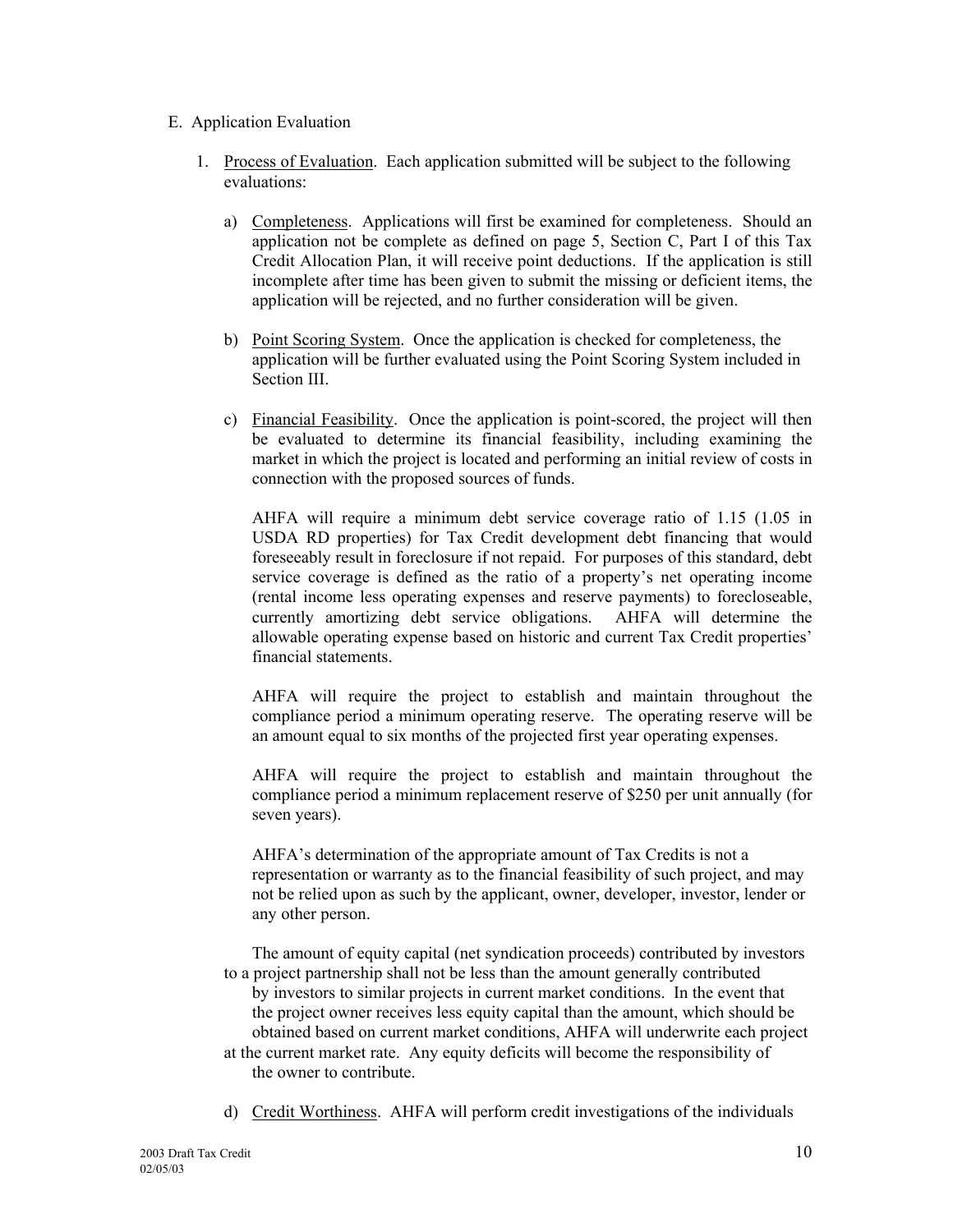E. Application Evaluation

1. Process of Evaluation. Each application submitted will be subject to the following evaluations:

   a) Completeness. Applications will first be examined for completeness. Should an application not be complete as defined on page 5, Section C, Part I of this Tax Credit Allocation Plan, it will receive point deductions. If the application is still incomplete after time has been given to submit the missing or deficient items, the application will be rejected, and no further consideration will be given.

   b) Point Scoring System. Once the application is checked for completeness, the application will be further evaluated using the Point Scoring System included in Section III.

   c) Financial Feasibility. Once the application is point-scored, the project will then be evaluated to determine its financial feasibility, including examining the market in which the project is located and performing an initial review of costs in connection with the proposed sources of funds.

      AHFA will require a minimum debt service coverage ratio of 1.15 (1.05 in USDA RD properties) for Tax Credit development debt financing that would foreseeably result in foreclosure if not repaid. For purposes of this standard, debt service coverage is defined as the ratio of a property's net operating income (rental income less operating expenses and reserve payments) to forecloseable, currently amortizing debt service obligations. AHFA will determine the allowable operating expense based on historic and current Tax Credit properties' financial statements.

      AHFA will require the project to establish and maintain throughout the compliance period a minimum operating reserve. The operating reserve will be an amount equal to six months of the projected first year operating expenses.

      AHFA will require the project to establish and maintain throughout the compliance period a minimum replacement reserve of $250 per unit annually (for seven years).

      AHFA's determination of the appropriate amount of Tax Credits is not a representation or warranty as to the financial feasibility of such project, and may not be relied upon as such by the applicant, owner, developer, investor, lender or any other person.

      The amount of equity capital (net syndication proceeds) contributed by investors to a project partnership shall not be less than the amount generally contributed by investors to similar projects in current market conditions. In the event that the project owner receives less equity capital than the amount, which should be obtained based on current market conditions, AHFA will underwrite each project at the current market rate. Any equity deficits will become the responsibility of the owner to contribute.

   d) Credit Worthiness. AHFA will perform credit investigations of the individuals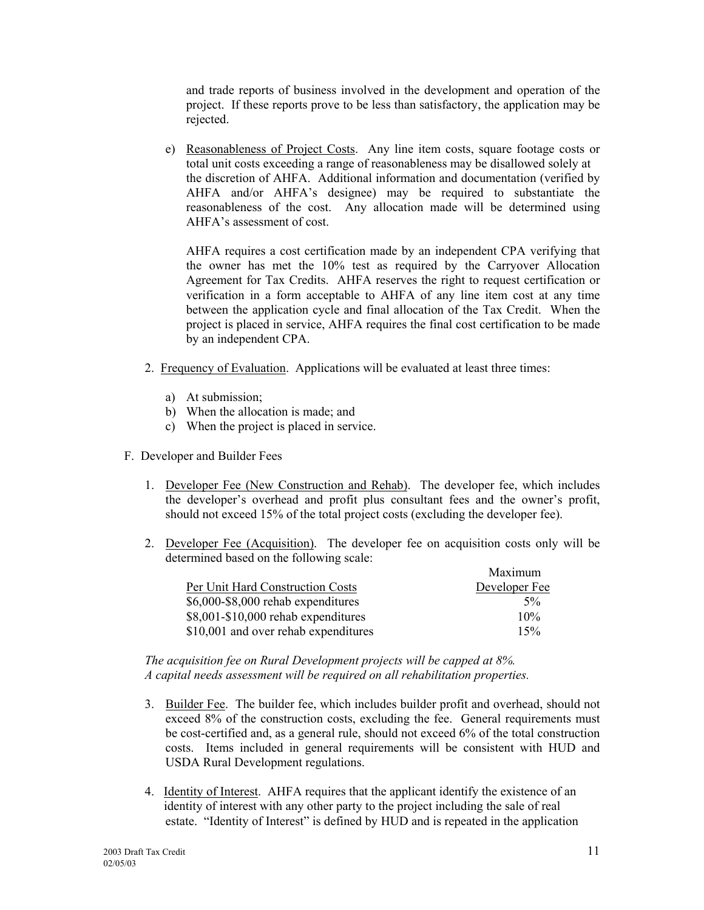and trade reports of business involved in the development and operation of the project. If these reports prove to be less than satisfactory, the application may be rejected.

e) Reasonableness of Project Costs. Any line item costs, square footage costs or total unit costs exceeding a range of reasonableness may be disallowed solely at the discretion of AHFA. Additional information and documentation (verified by AHFA and/or AHFA's designee) may be required to substantiate the reasonableness of the cost. Any allocation made will be determined using AHFA's assessment of cost.

AHFA requires a cost certification made by an independent CPA verifying that the owner has met the 10% test as required by the Carryover Allocation Agreement for Tax Credits. AHFA reserves the right to request certification or verification in a form acceptable to AHFA of any line item cost at any time between the application cycle and final allocation of the Tax Credit. When the project is placed in service, AHFA requires the final cost certification to be made by an independent CPA.

2. Frequency of Evaluation. Applications will be evaluated at least three times:

   a) At submission;
   b) When the allocation is made; and
   c) When the project is placed in service.

F. Developer and Builder Fees

1. Developer Fee (New Construction and Rehab). The developer fee, which includes the developer's overhead and profit plus consultant fees and the owner's profit, should not exceed 15% of the total project costs (excluding the developer fee).

2. Developer Fee (Acquisition). The developer fee on acquisition costs only will be determined based on the following scale:

| Per Unit Hard Construction Costs | Maximum Developer Fee |
|---|---|
| \$6,000-\$8,000 rehab expenditures | 5% |
| \$8,001-\$10,000 rehab expenditures | 10% |
| \$10,001 and over rehab expenditures | 15% |

*The acquisition fee on Rural Development projects will be capped at 8%.*
*A capital needs assessment will be required on all rehabilitation properties.*

3. Builder Fee. The builder fee, which includes builder profit and overhead, should not exceed 8% of the construction costs, excluding the fee. General requirements must be cost-certified and, as a general rule, should not exceed 6% of the total construction costs. Items included in general requirements will be consistent with HUD and USDA Rural Development regulations.

4. Identity of Interest. AHFA requires that the applicant identify the existence of an identity of interest with any other party to the project including the sale of real estate. "Identity of Interest" is defined by HUD and is repeated in the application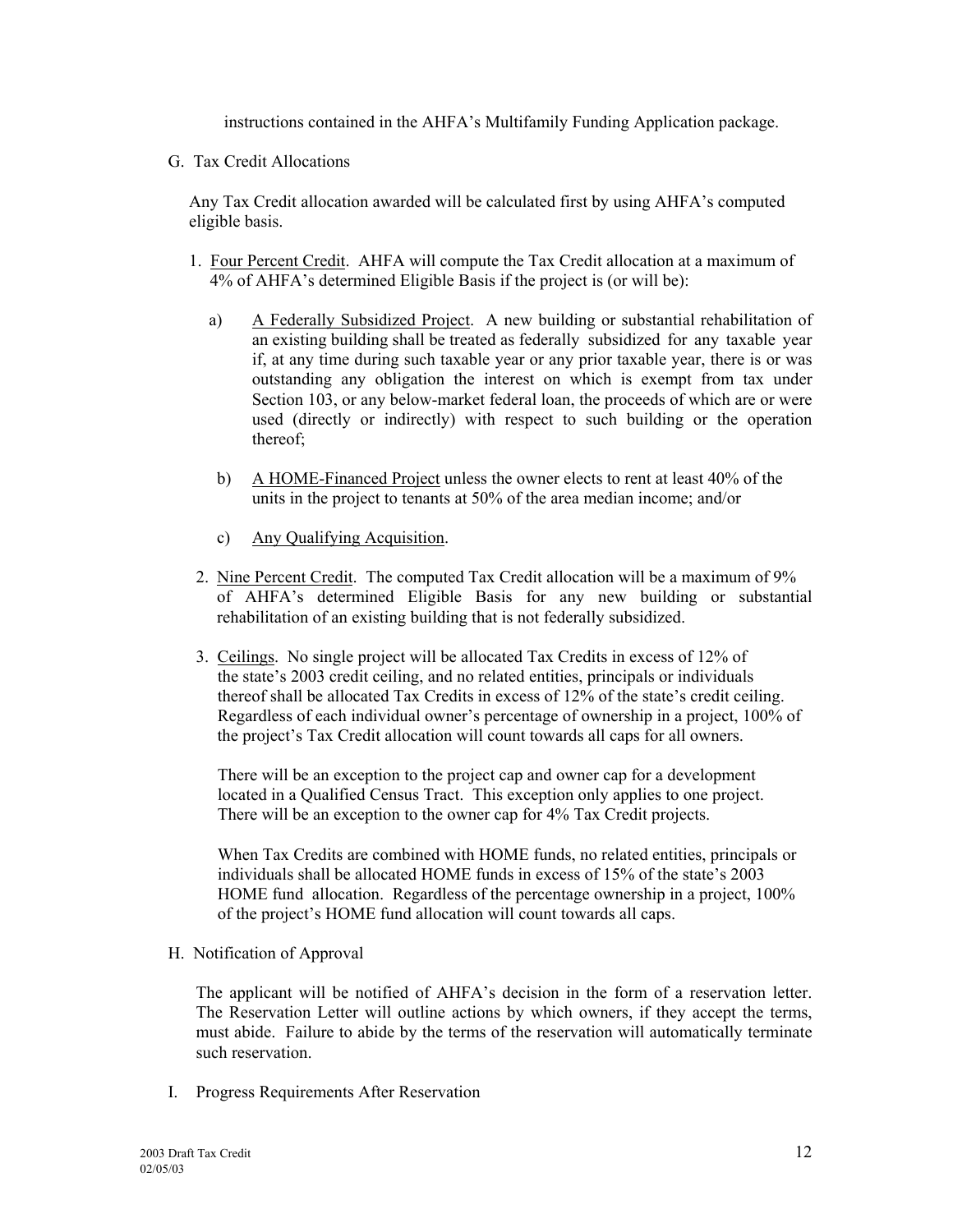instructions contained in the AHFA's Multifamily Funding Application package.

G. Tax Credit Allocations

Any Tax Credit allocation awarded will be calculated first by using AHFA's computed eligible basis.

1. Four Percent Credit. AHFA will compute the Tax Credit allocation at a maximum of 4% of AHFA's determined Eligible Basis if the project is (or will be):

   a) A Federally Subsidized Project. A new building or substantial rehabilitation of an existing building shall be treated as federally subsidized for any taxable year if, at any time during such taxable year or any prior taxable year, there is or was outstanding any obligation the interest on which is exempt from tax under Section 103, or any below-market federal loan, the proceeds of which are or were used (directly or indirectly) with respect to such building or the operation thereof;

   b) A HOME-Financed Project unless the owner elects to rent at least 40% of the units in the project to tenants at 50% of the area median income; and/or

   c) Any Qualifying Acquisition.

2. Nine Percent Credit. The computed Tax Credit allocation will be a maximum of 9% of AHFA's determined Eligible Basis for any new building or substantial rehabilitation of an existing building that is not federally subsidized.

3. Ceilings. No single project will be allocated Tax Credits in excess of 12% of the state's 2003 credit ceiling, and no related entities, principals or individuals thereof shall be allocated Tax Credits in excess of 12% of the state's credit ceiling. Regardless of each individual owner's percentage of ownership in a project, 100% of the project's Tax Credit allocation will count towards all caps for all owners.

   There will be an exception to the project cap and owner cap for a development located in a Qualified Census Tract. This exception only applies to one project. There will be an exception to the owner cap for 4% Tax Credit projects.

   When Tax Credits are combined with HOME funds, no related entities, principals or individuals shall be allocated HOME funds in excess of 15% of the state's 2003 HOME fund allocation. Regardless of the percentage ownership in a project, 100% of the project's HOME fund allocation will count towards all caps.

H. Notification of Approval

The applicant will be notified of AHFA's decision in the form of a reservation letter. The Reservation Letter will outline actions by which owners, if they accept the terms, must abide. Failure to abide by the terms of the reservation will automatically terminate such reservation.

I. Progress Requirements After Reservation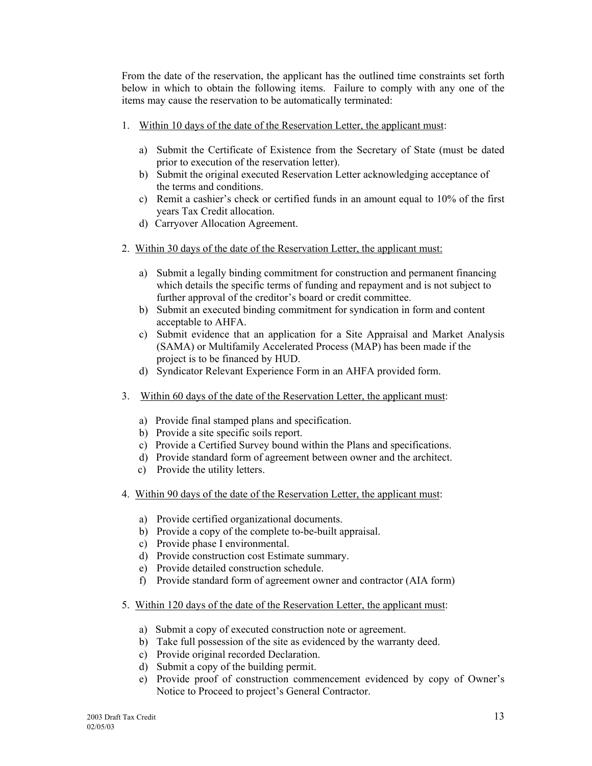From the date of the reservation, the applicant has the outlined time constraints set forth below in which to obtain the following items. Failure to comply with any one of the items may cause the reservation to be automatically terminated:

1. <u>Within 10 days of the date of the Reservation Letter, the applicant must</u>:

   a) Submit the Certificate of Existence from the Secretary of State (must be dated prior to execution of the reservation letter).
   b) Submit the original executed Reservation Letter acknowledging acceptance of the terms and conditions.
   c) Remit a cashier's check or certified funds in an amount equal to 10% of the first years Tax Credit allocation.
   d) Carryover Allocation Agreement.

2. <u>Within 30 days of the date of the Reservation Letter, the applicant must:</u>

   a) Submit a legally binding commitment for construction and permanent financing which details the specific terms of funding and repayment and is not subject to further approval of the creditor's board or credit committee.
   b) Submit an executed binding commitment for syndication in form and content acceptable to AHFA.
   c) Submit evidence that an application for a Site Appraisal and Market Analysis (SAMA) or Multifamily Accelerated Process (MAP) has been made if the project is to be financed by HUD.
   d) Syndicator Relevant Experience Form in an AHFA provided form.

3. <u>Within 60 days of the date of the Reservation Letter, the applicant must</u>:

   a) Provide final stamped plans and specification.
   b) Provide a site specific soils report.
   c) Provide a Certified Survey bound within the Plans and specifications.
   d) Provide standard form of agreement between owner and the architect.
   c) Provide the utility letters.

4. <u>Within 90 days of the date of the Reservation Letter, the applicant must</u>:

   a) Provide certified organizational documents.
   b) Provide a copy of the complete to-be-built appraisal.
   c) Provide phase I environmental.
   d) Provide construction cost Estimate summary.
   e) Provide detailed construction schedule.
   f) Provide standard form of agreement owner and contractor (AIA form)

5. <u>Within 120 days of the date of the Reservation Letter, the applicant must</u>:

   a) Submit a copy of executed construction note or agreement.
   b) Take full possession of the site as evidenced by the warranty deed.
   c) Provide original recorded Declaration.
   d) Submit a copy of the building permit.
   e) Provide proof of construction commencement evidenced by copy of Owner's Notice to Proceed to project's General Contractor.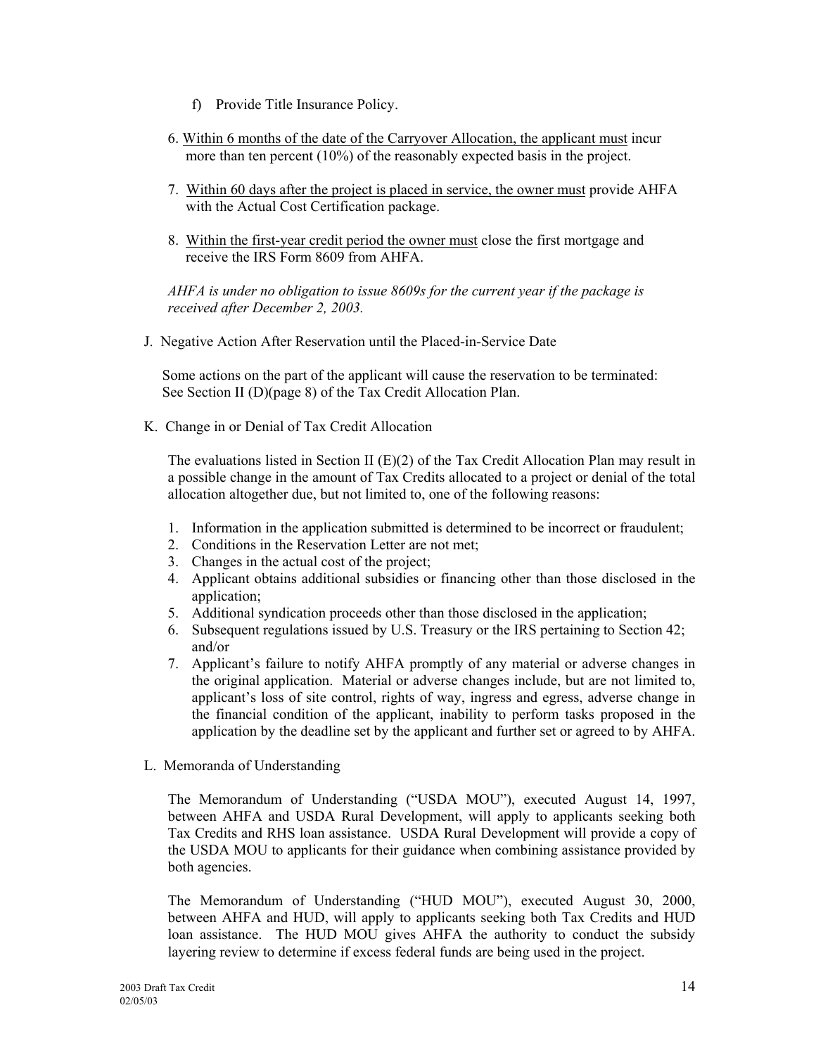f) Provide Title Insurance Policy.

6. <u>Within 6 months of the date of the Carryover Allocation, the applicant must</u> incur more than ten percent (10%) of the reasonably expected basis in the project.

7. <u>Within 60 days after the project is placed in service, the owner must</u> provide AHFA with the Actual Cost Certification package.

8. <u>Within the first-year credit period the owner must</u> close the first mortgage and receive the IRS Form 8609 from AHFA.

*AHFA is under no obligation to issue 8609s for the current year if the package is received after December 2, 2003.*

J. Negative Action After Reservation until the Placed-in-Service Date

Some actions on the part of the applicant will cause the reservation to be terminated: See Section II (D)(page 8) of the Tax Credit Allocation Plan.

K. Change in or Denial of Tax Credit Allocation

The evaluations listed in Section II (E)(2) of the Tax Credit Allocation Plan may result in a possible change in the amount of Tax Credits allocated to a project or denial of the total allocation altogether due, but not limited to, one of the following reasons:

1. Information in the application submitted is determined to be incorrect or fraudulent;
2. Conditions in the Reservation Letter are not met;
3. Changes in the actual cost of the project;
4. Applicant obtains additional subsidies or financing other than those disclosed in the application;
5. Additional syndication proceeds other than those disclosed in the application;
6. Subsequent regulations issued by U.S. Treasury or the IRS pertaining to Section 42; and/or
7. Applicant's failure to notify AHFA promptly of any material or adverse changes in the original application. Material or adverse changes include, but are not limited to, applicant's loss of site control, rights of way, ingress and egress, adverse change in the financial condition of the applicant, inability to perform tasks proposed in the application by the deadline set by the applicant and further set or agreed to by AHFA.

L. Memoranda of Understanding

The Memorandum of Understanding ("USDA MOU"), executed August 14, 1997, between AHFA and USDA Rural Development, will apply to applicants seeking both Tax Credits and RHS loan assistance. USDA Rural Development will provide a copy of the USDA MOU to applicants for their guidance when combining assistance provided by both agencies.

The Memorandum of Understanding ("HUD MOU"), executed August 30, 2000, between AHFA and HUD, will apply to applicants seeking both Tax Credits and HUD loan assistance. The HUD MOU gives AHFA the authority to conduct the subsidy layering review to determine if excess federal funds are being used in the project.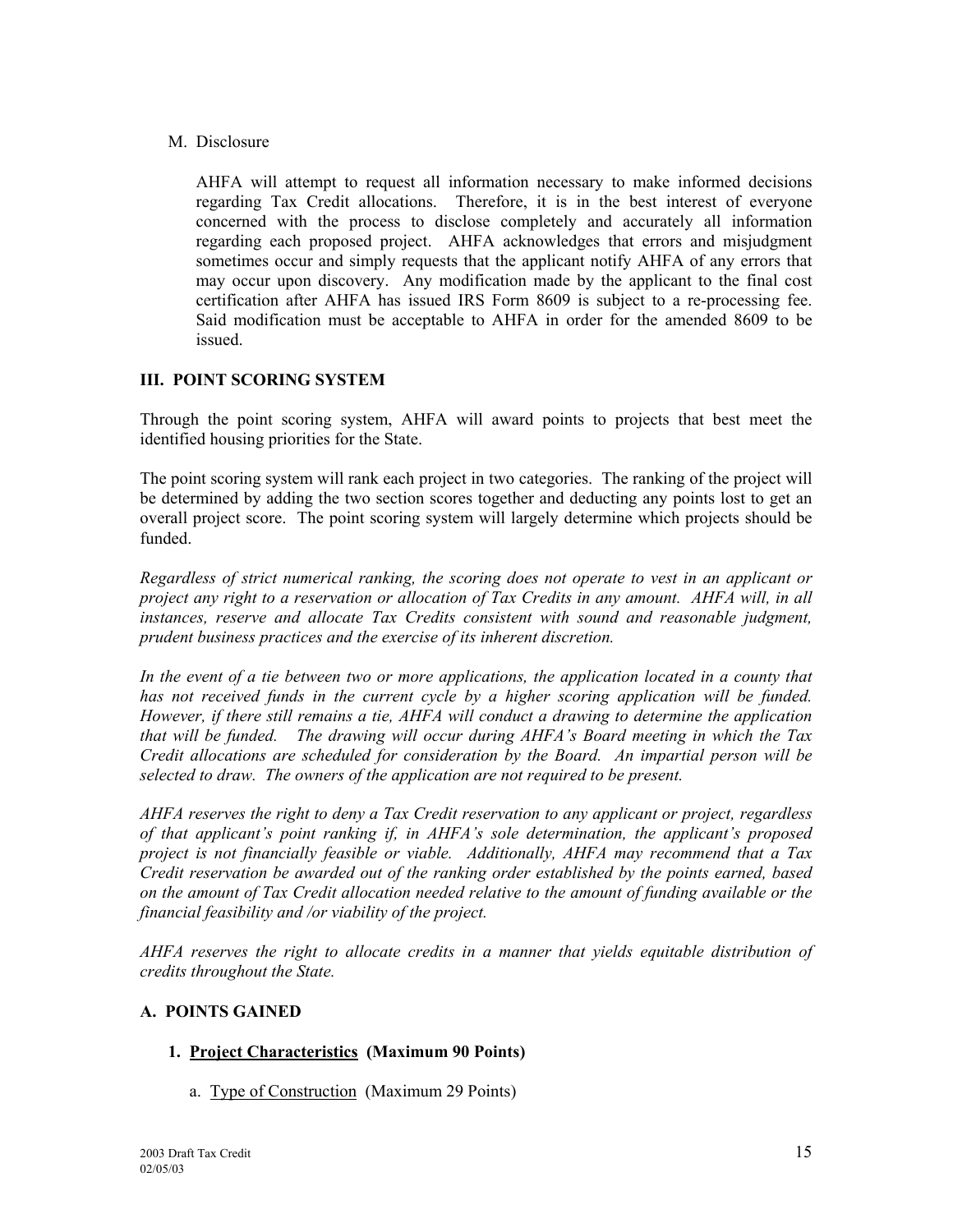M. Disclosure

AHFA will attempt to request all information necessary to make informed decisions regarding Tax Credit allocations. Therefore, it is in the best interest of everyone concerned with the process to disclose completely and accurately all information regarding each proposed project. AHFA acknowledges that errors and misjudgment sometimes occur and simply requests that the applicant notify AHFA of any errors that may occur upon discovery. Any modification made by the applicant to the final cost certification after AHFA has issued IRS Form 8609 is subject to a re-processing fee. Said modification must be acceptable to AHFA in order for the amended 8609 to be issued.

## III. POINT SCORING SYSTEM

Through the point scoring system, AHFA will award points to projects that best meet the identified housing priorities for the State.

The point scoring system will rank each project in two categories. The ranking of the project will be determined by adding the two section scores together and deducting any points lost to get an overall project score. The point scoring system will largely determine which projects should be funded.

*Regardless of strict numerical ranking, the scoring does not operate to vest in an applicant or project any right to a reservation or allocation of Tax Credits in any amount. AHFA will, in all instances, reserve and allocate Tax Credits consistent with sound and reasonable judgment, prudent business practices and the exercise of its inherent discretion.*

*In the event of a tie between two or more applications, the application located in a county that has not received funds in the current cycle by a higher scoring application will be funded. However, if there still remains a tie, AHFA will conduct a drawing to determine the application that will be funded. The drawing will occur during AHFA's Board meeting in which the Tax Credit allocations are scheduled for consideration by the Board. An impartial person will be selected to draw. The owners of the application are not required to be present.*

*AHFA reserves the right to deny a Tax Credit reservation to any applicant or project, regardless of that applicant's point ranking if, in AHFA's sole determination, the applicant's proposed project is not financially feasible or viable. Additionally, AHFA may recommend that a Tax Credit reservation be awarded out of the ranking order established by the points earned, based on the amount of Tax Credit allocation needed relative to the amount of funding available or the financial feasibility and /or viability of the project.*

*AHFA reserves the right to allocate credits in a manner that yields equitable distribution of credits throughout the State.*

### A. POINTS GAINED

**1. Project Characteristics (Maximum 90 Points)**

a. Type of Construction (Maximum 29 Points)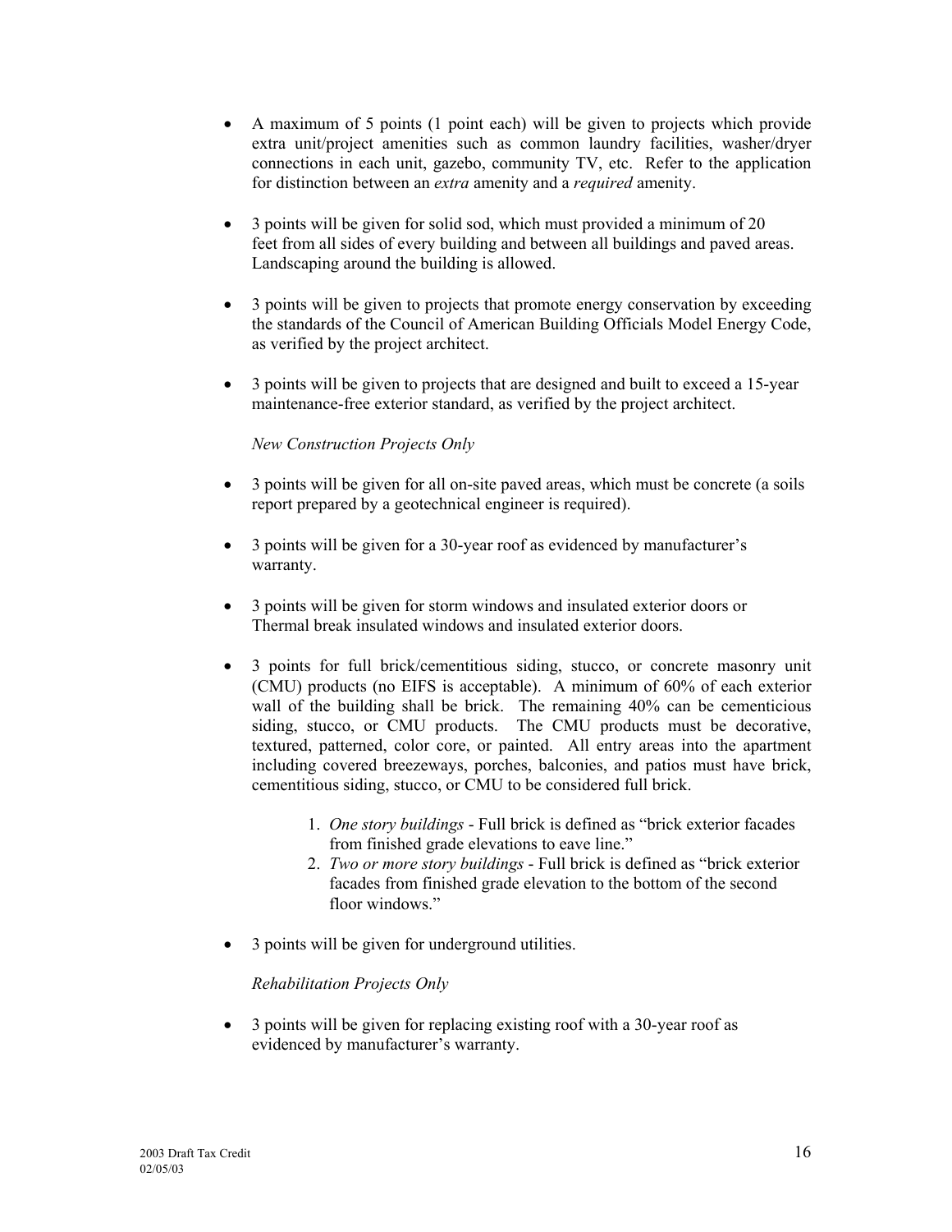- A maximum of 5 points (1 point each) will be given to projects which provide extra unit/project amenities such as common laundry facilities, washer/dryer connections in each unit, gazebo, community TV, etc. Refer to the application for distinction between an *extra* amenity and a *required* amenity.

- 3 points will be given for solid sod, which must provided a minimum of 20 feet from all sides of every building and between all buildings and paved areas. Landscaping around the building is allowed.

- 3 points will be given to projects that promote energy conservation by exceeding the standards of the Council of American Building Officials Model Energy Code, as verified by the project architect.

- 3 points will be given to projects that are designed and built to exceed a 15-year maintenance-free exterior standard, as verified by the project architect.

*New Construction Projects Only*

- 3 points will be given for all on-site paved areas, which must be concrete (a soils report prepared by a geotechnical engineer is required).

- 3 points will be given for a 30-year roof as evidenced by manufacturer's warranty.

- 3 points will be given for storm windows and insulated exterior doors or Thermal break insulated windows and insulated exterior doors.

- 3 points for full brick/cementitious siding, stucco, or concrete masonry unit (CMU) products (no EIFS is acceptable). A minimum of 60% of each exterior wall of the building shall be brick. The remaining 40% can be cementicious siding, stucco, or CMU products. The CMU products must be decorative, textured, patterned, color core, or painted. All entry areas into the apartment including covered breezeways, porches, balconies, and patios must have brick, cementitious siding, stucco, or CMU to be considered full brick.

    1. *One story buildings* - Full brick is defined as "brick exterior facades from finished grade elevations to eave line."
    2. *Two or more story buildings* - Full brick is defined as "brick exterior facades from finished grade elevation to the bottom of the second floor windows."

- 3 points will be given for underground utilities.

*Rehabilitation Projects Only*

- 3 points will be given for replacing existing roof with a 30-year roof as evidenced by manufacturer's warranty.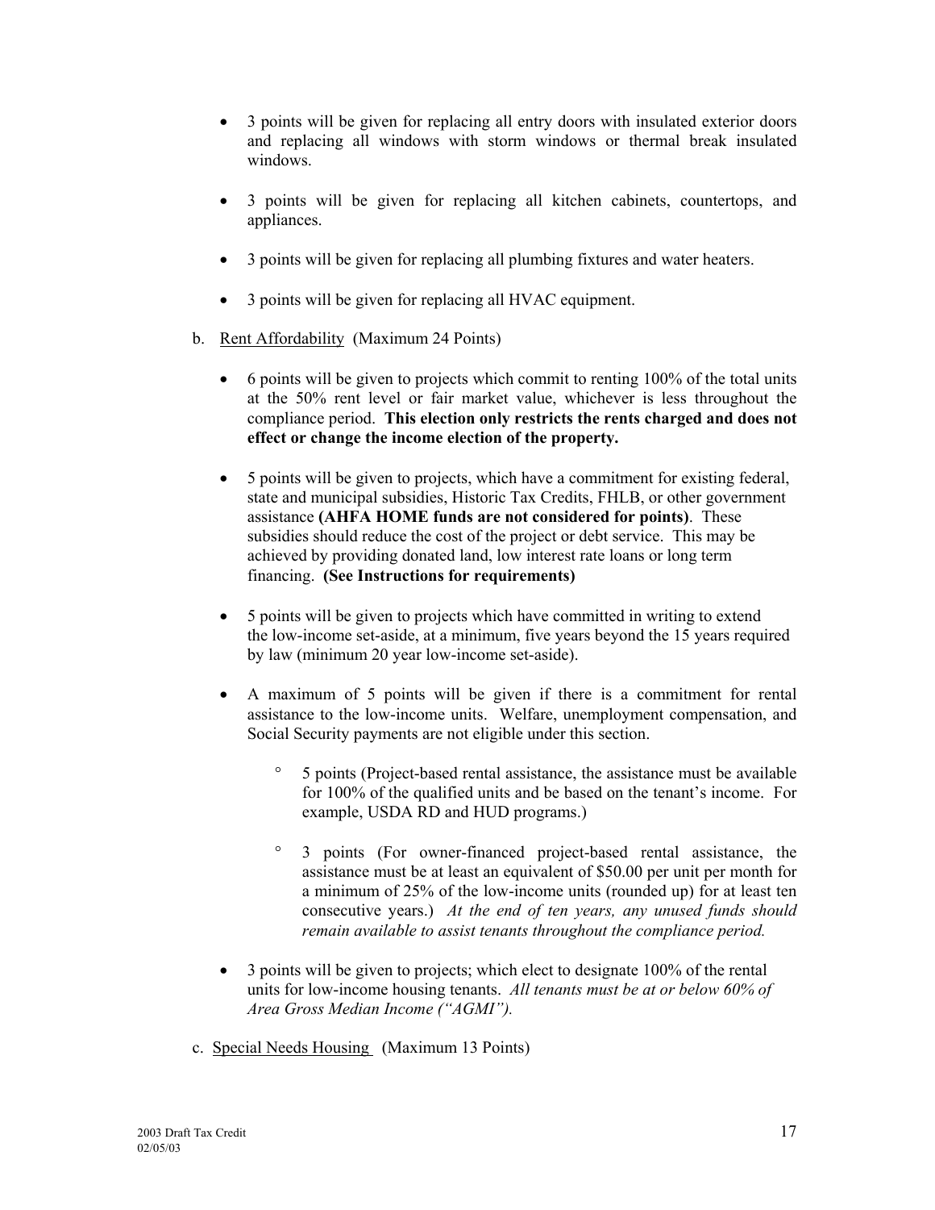- 3 points will be given for replacing all entry doors with insulated exterior doors and replacing all windows with storm windows or thermal break insulated windows.

- 3 points will be given for replacing all kitchen cabinets, countertops, and appliances.

- 3 points will be given for replacing all plumbing fixtures and water heaters.

- 3 points will be given for replacing all HVAC equipment.

b. Rent Affordability (Maximum 24 Points)

- 6 points will be given to projects which commit to renting 100% of the total units at the 50% rent level or fair market value, whichever is less throughout the compliance period. **This election only restricts the rents charged and does not effect or change the income election of the property.**

- 5 points will be given to projects, which have a commitment for existing federal, state and municipal subsidies, Historic Tax Credits, FHLB, or other government assistance **(AHFA HOME funds are not considered for points)**. These subsidies should reduce the cost of the project or debt service. This may be achieved by providing donated land, low interest rate loans or long term financing. **(See Instructions for requirements)**

- 5 points will be given to projects which have committed in writing to extend the low-income set-aside, at a minimum, five years beyond the 15 years required by law (minimum 20 year low-income set-aside).

- A maximum of 5 points will be given if there is a commitment for rental assistance to the low-income units. Welfare, unemployment compensation, and Social Security payments are not eligible under this section.

  - 5 points (Project-based rental assistance, the assistance must be available for 100% of the qualified units and be based on the tenant's income. For example, USDA RD and HUD programs.)

  - 3 points (For owner-financed project-based rental assistance, the assistance must be at least an equivalent of $50.00 per unit per month for a minimum of 25% of the low-income units (rounded up) for at least ten consecutive years.) *At the end of ten years, any unused funds should remain available to assist tenants throughout the compliance period.*

- 3 points will be given to projects; which elect to designate 100% of the rental units for low-income housing tenants. *All tenants must be at or below 60% of Area Gross Median Income ("AGMI").*

c. Special Needs Housing (Maximum 13 Points)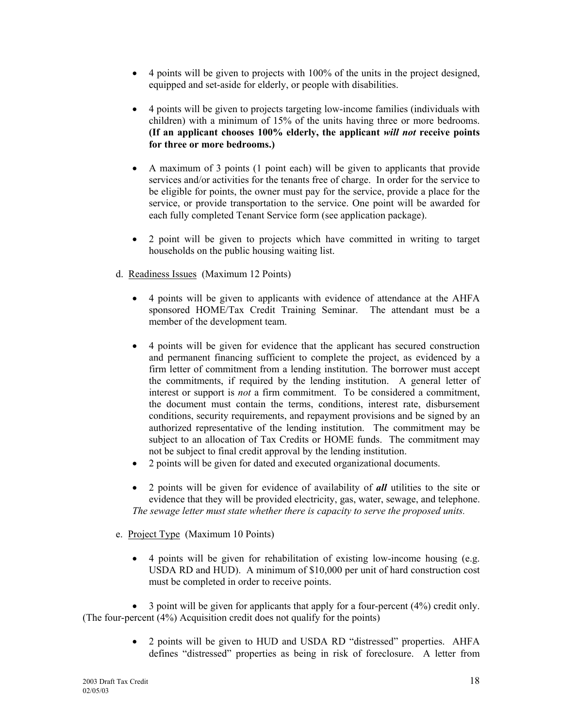- 4 points will be given to projects with 100% of the units in the project designed, equipped and set-aside for elderly, or people with disabilities.

- 4 points will be given to projects targeting low-income families (individuals with children) with a minimum of 15% of the units having three or more bedrooms. **(If an applicant chooses 100% elderly, the applicant *will not* receive points for three or more bedrooms.)**

- A maximum of 3 points (1 point each) will be given to applicants that provide services and/or activities for the tenants free of charge. In order for the service to be eligible for points, the owner must pay for the service, provide a place for the service, or provide transportation to the service. One point will be awarded for each fully completed Tenant Service form (see application package).

- 2 point will be given to projects which have committed in writing to target households on the public housing waiting list.

d. Readiness Issues (Maximum 12 Points)

- 4 points will be given to applicants with evidence of attendance at the AHFA sponsored HOME/Tax Credit Training Seminar. The attendant must be a member of the development team.

- 4 points will be given for evidence that the applicant has secured construction and permanent financing sufficient to complete the project, as evidenced by a firm letter of commitment from a lending institution. The borrower must accept the commitments, if required by the lending institution. A general letter of interest or support is *not* a firm commitment. To be considered a commitment, the document must contain the terms, conditions, interest rate, disbursement conditions, security requirements, and repayment provisions and be signed by an authorized representative of the lending institution. The commitment may be subject to an allocation of Tax Credits or HOME funds. The commitment may not be subject to final credit approval by the lending institution.
- 2 points will be given for dated and executed organizational documents.

- 2 points will be given for evidence of availability of ***all*** utilities to the site or evidence that they will be provided electricity, gas, water, sewage, and telephone.

*The sewage letter must state whether there is capacity to serve the proposed units.*

e. Project Type (Maximum 10 Points)

- 4 points will be given for rehabilitation of existing low-income housing (e.g. USDA RD and HUD). A minimum of $10,000 per unit of hard construction cost must be completed in order to receive points.

- 3 point will be given for applicants that apply for a four-percent (4%) credit only. (The four-percent (4%) Acquisition credit does not qualify for the points)

- 2 points will be given to HUD and USDA RD "distressed" properties. AHFA defines "distressed" properties as being in risk of foreclosure. A letter from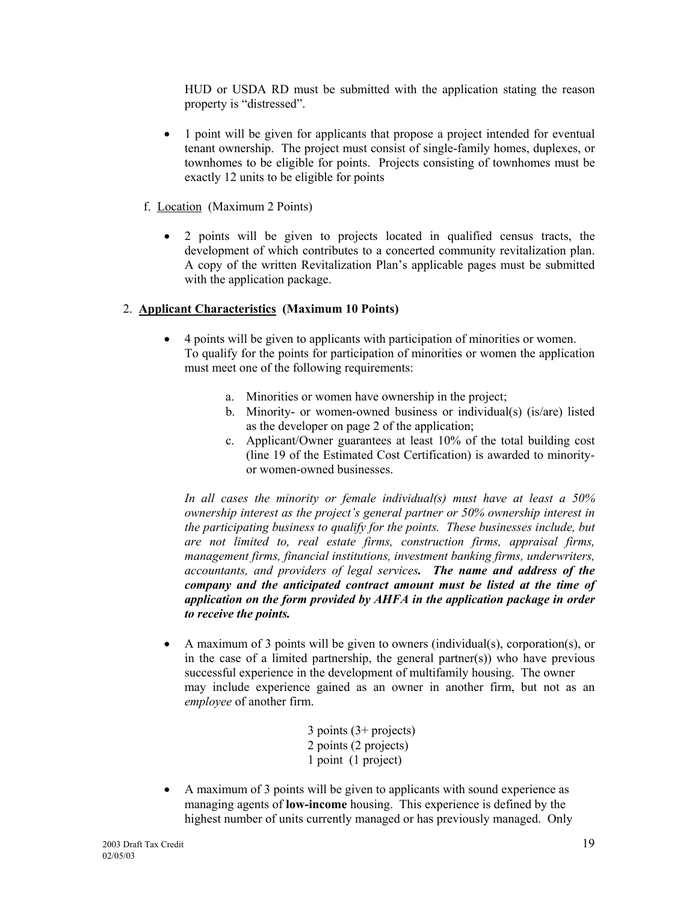HUD or USDA RD must be submitted with the application stating the reason property is "distressed".

- 1 point will be given for applicants that propose a project intended for eventual tenant ownership. The project must consist of single-family homes, duplexes, or townhomes to be eligible for points. Projects consisting of townhomes must be exactly 12 units to be eligible for points

f. <u>Location</u> (Maximum 2 Points)

- 2 points will be given to projects located in qualified census tracts, the development of which contributes to a concerted community revitalization plan. A copy of the written Revitalization Plan's applicable pages must be submitted with the application package.

2. **<u>Applicant Characteristics</u> (Maximum 10 Points)**

- 4 points will be given to applicants with participation of minorities or women. To qualify for the points for participation of minorities or women the application must meet one of the following requirements:

  a. Minorities or women have ownership in the project;
  b. Minority- or women-owned business or individual(s) (is/are) listed as the developer on page 2 of the application;
  c. Applicant/Owner guarantees at least 10% of the total building cost (line 19 of the Estimated Cost Certification) is awarded to minority- or women-owned businesses.

  *In all cases the minority or female individual(s) must have at least a 50% ownership interest as the project's general partner or 50% ownership interest in the participating business to qualify for the points. These businesses include, but are not limited to, real estate firms, construction firms, appraisal firms, management firms, financial institutions, investment banking firms, underwriters, accountants, and providers of legal services.* ***The name and address of the company and the anticipated contract amount must be listed at the time of application on the form provided by AHFA in the application package in order to receive the points.***

- A maximum of 3 points will be given to owners (individual(s), corporation(s), or in the case of a limited partnership, the general partner(s)) who have previous successful experience in the development of multifamily housing. The owner may include experience gained as an owner in another firm, but not as an *employee* of another firm.

  3 points (3+ projects)
  2 points (2 projects)
  1 point (1 project)

- A maximum of 3 points will be given to applicants with sound experience as managing agents of **low-income** housing. This experience is defined by the highest number of units currently managed or has previously managed. Only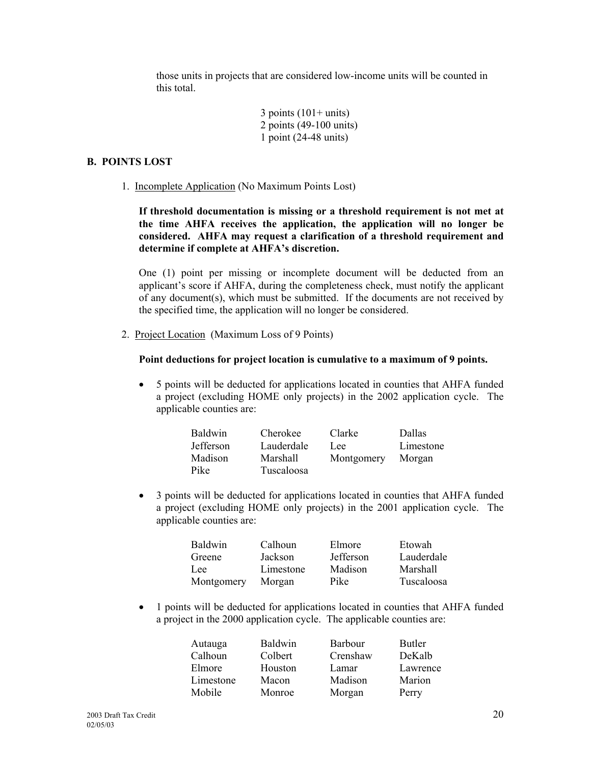those units in projects that are considered low-income units will be counted in this total.

3 points (101+ units)
2 points (49-100 units)
1 point (24-48 units)

## B. POINTS LOST

1. Incomplete Application (No Maximum Points Lost)

   **If threshold documentation is missing or a threshold requirement is not met at the time AHFA receives the application, the application will no longer be considered. AHFA may request a clarification of a threshold requirement and determine if complete at AHFA's discretion.**

   One (1) point per missing or incomplete document will be deducted from an applicant's score if AHFA, during the completeness check, must notify the applicant of any document(s), which must be submitted. If the documents are not received by the specified time, the application will no longer be considered.

2. Project Location (Maximum Loss of 9 Points)

   **Point deductions for project location is cumulative to a maximum of 9 points.**

   - 5 points will be deducted for applications located in counties that AHFA funded a project (excluding HOME only projects) in the 2002 application cycle. The applicable counties are:

| | | | |
|---|---|---|---|
| Baldwin | Cherokee | Clarke | Dallas |
| Jefferson | Lauderdale | Lee | Limestone |
| Madison | Marshall | Montgomery | Morgan |
| Pike | Tuscaloosa | | |

   - 3 points will be deducted for applications located in counties that AHFA funded a project (excluding HOME only projects) in the 2001 application cycle. The applicable counties are:

| | | | |
|---|---|---|---|
| Baldwin | Calhoun | Elmore | Etowah |
| Greene | Jackson | Jefferson | Lauderdale |
| Lee | Limestone | Madison | Marshall |
| Montgomery | Morgan | Pike | Tuscaloosa |

   - 1 points will be deducted for applications located in counties that AHFA funded a project in the 2000 application cycle. The applicable counties are:

| | | | |
|---|---|---|---|
| Autauga | Baldwin | Barbour | Butler |
| Calhoun | Colbert | Crenshaw | DeKalb |
| Elmore | Houston | Lamar | Lawrence |
| Limestone | Macon | Madison | Marion |
| Mobile | Monroe | Morgan | Perry |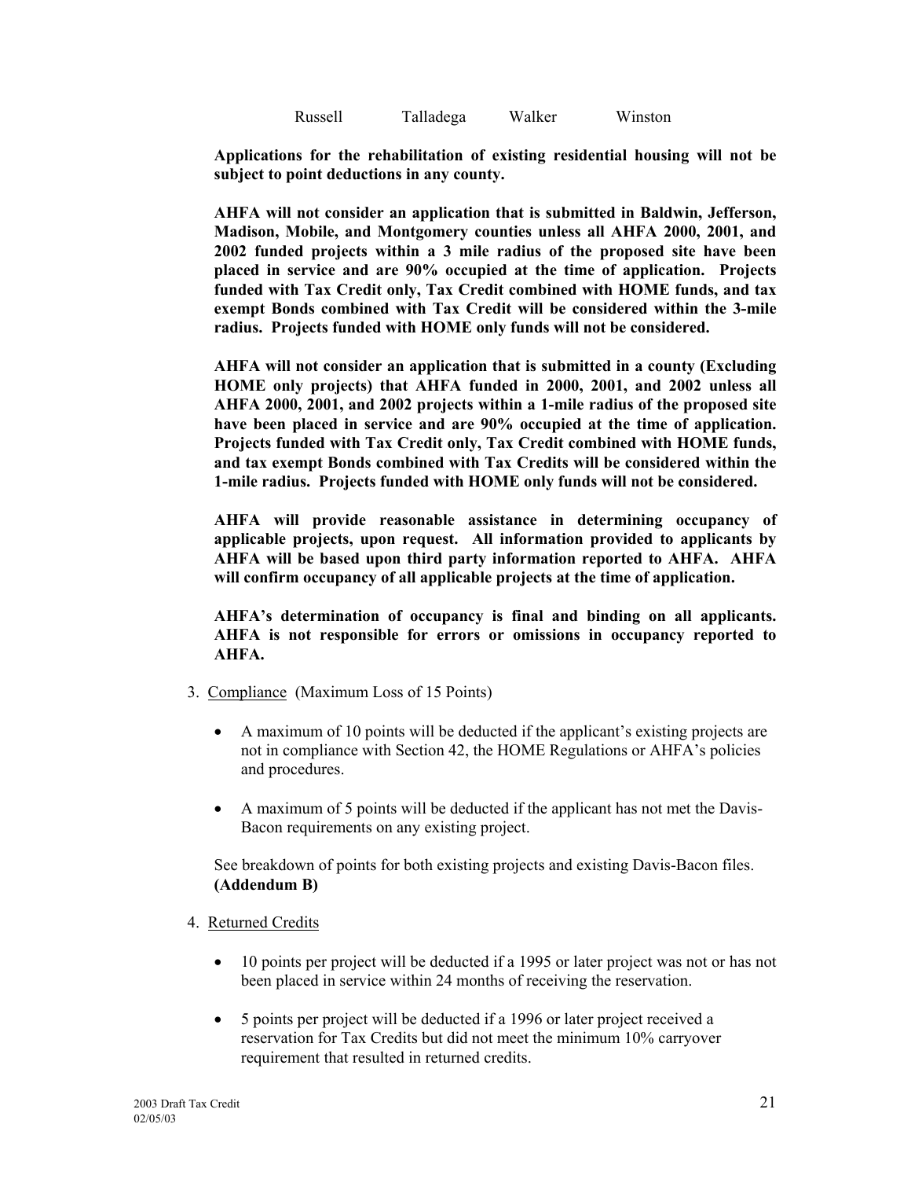| Russell | Talladega | Walker | Winston |
|---|---|---|---|

**Applications for the rehabilitation of existing residential housing will not be subject to point deductions in any county.**

**AHFA will not consider an application that is submitted in Baldwin, Jefferson, Madison, Mobile, and Montgomery counties unless all AHFA 2000, 2001, and 2002 funded projects within a 3 mile radius of the proposed site have been placed in service and are 90% occupied at the time of application. Projects funded with Tax Credit only, Tax Credit combined with HOME funds, and tax exempt Bonds combined with Tax Credit will be considered within the 3-mile radius. Projects funded with HOME only funds will not be considered.**

**AHFA will not consider an application that is submitted in a county (Excluding HOME only projects) that AHFA funded in 2000, 2001, and 2002 unless all AHFA 2000, 2001, and 2002 projects within a 1-mile radius of the proposed site have been placed in service and are 90% occupied at the time of application. Projects funded with Tax Credit only, Tax Credit combined with HOME funds, and tax exempt Bonds combined with Tax Credits will be considered within the 1-mile radius. Projects funded with HOME only funds will not be considered.**

**AHFA will provide reasonable assistance in determining occupancy of applicable projects, upon request. All information provided to applicants by AHFA will be based upon third party information reported to AHFA. AHFA will confirm occupancy of all applicable projects at the time of application.**

**AHFA's determination of occupancy is final and binding on all applicants. AHFA is not responsible for errors or omissions in occupancy reported to AHFA.**

3. Compliance (Maximum Loss of 15 Points)

   - A maximum of 10 points will be deducted if the applicant's existing projects are not in compliance with Section 42, the HOME Regulations or AHFA's policies and procedures.
   - A maximum of 5 points will be deducted if the applicant has not met the Davis-Bacon requirements on any existing project.

   See breakdown of points for both existing projects and existing Davis-Bacon files. **(Addendum B)**

4. Returned Credits

   - 10 points per project will be deducted if a 1995 or later project was not or has not been placed in service within 24 months of receiving the reservation.
   - 5 points per project will be deducted if a 1996 or later project received a reservation for Tax Credits but did not meet the minimum 10% carryover requirement that resulted in returned credits.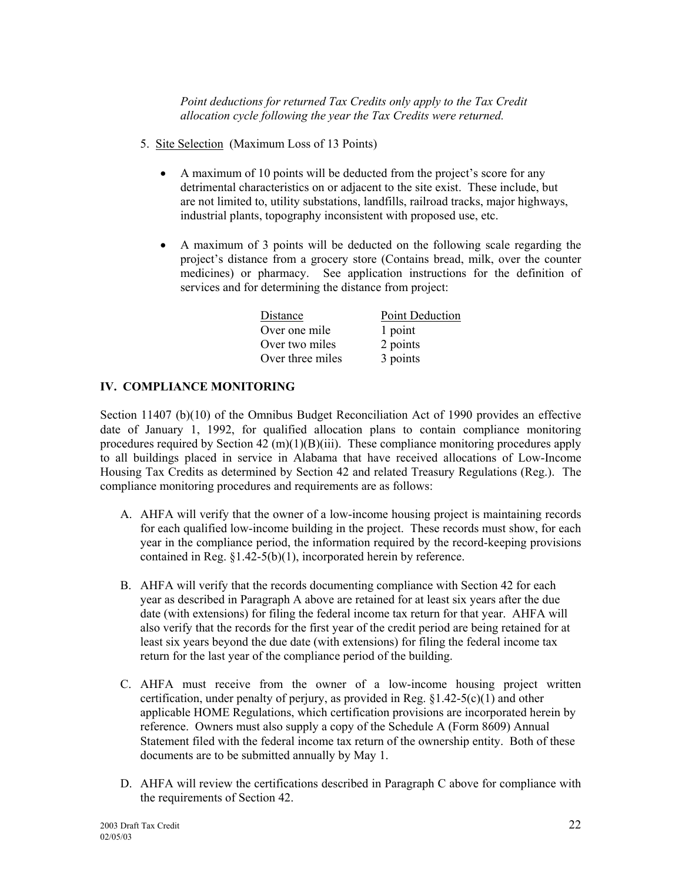*Point deductions for returned Tax Credits only apply to the Tax Credit allocation cycle following the year the Tax Credits were returned.*

5. Site Selection (Maximum Loss of 13 Points)

   - A maximum of 10 points will be deducted from the project's score for any detrimental characteristics on or adjacent to the site exist. These include, but are not limited to, utility substations, landfills, railroad tracks, major highways, industrial plants, topography inconsistent with proposed use, etc.

   - A maximum of 3 points will be deducted on the following scale regarding the project's distance from a grocery store (Contains bread, milk, over the counter medicines) or pharmacy. See application instructions for the definition of services and for determining the distance from project:

| Distance | Point Deduction |
|---|---|
| Over one mile | 1 point |
| Over two miles | 2 points |
| Over three miles | 3 points |

## IV. COMPLIANCE MONITORING

Section 11407 (b)(10) of the Omnibus Budget Reconciliation Act of 1990 provides an effective date of January 1, 1992, for qualified allocation plans to contain compliance monitoring procedures required by Section 42 (m)(1)(B)(iii). These compliance monitoring procedures apply to all buildings placed in service in Alabama that have received allocations of Low-Income Housing Tax Credits as determined by Section 42 and related Treasury Regulations (Reg.). The compliance monitoring procedures and requirements are as follows:

A. AHFA will verify that the owner of a low-income housing project is maintaining records for each qualified low-income building in the project. These records must show, for each year in the compliance period, the information required by the record-keeping provisions contained in Reg. §1.42-5(b)(1), incorporated herein by reference.

B. AHFA will verify that the records documenting compliance with Section 42 for each year as described in Paragraph A above are retained for at least six years after the due date (with extensions) for filing the federal income tax return for that year. AHFA will also verify that the records for the first year of the credit period are being retained for at least six years beyond the due date (with extensions) for filing the federal income tax return for the last year of the compliance period of the building.

C. AHFA must receive from the owner of a low-income housing project written certification, under penalty of perjury, as provided in Reg. §1.42-5(c)(1) and other applicable HOME Regulations, which certification provisions are incorporated herein by reference. Owners must also supply a copy of the Schedule A (Form 8609) Annual Statement filed with the federal income tax return of the ownership entity. Both of these documents are to be submitted annually by May 1.

D. AHFA will review the certifications described in Paragraph C above for compliance with the requirements of Section 42.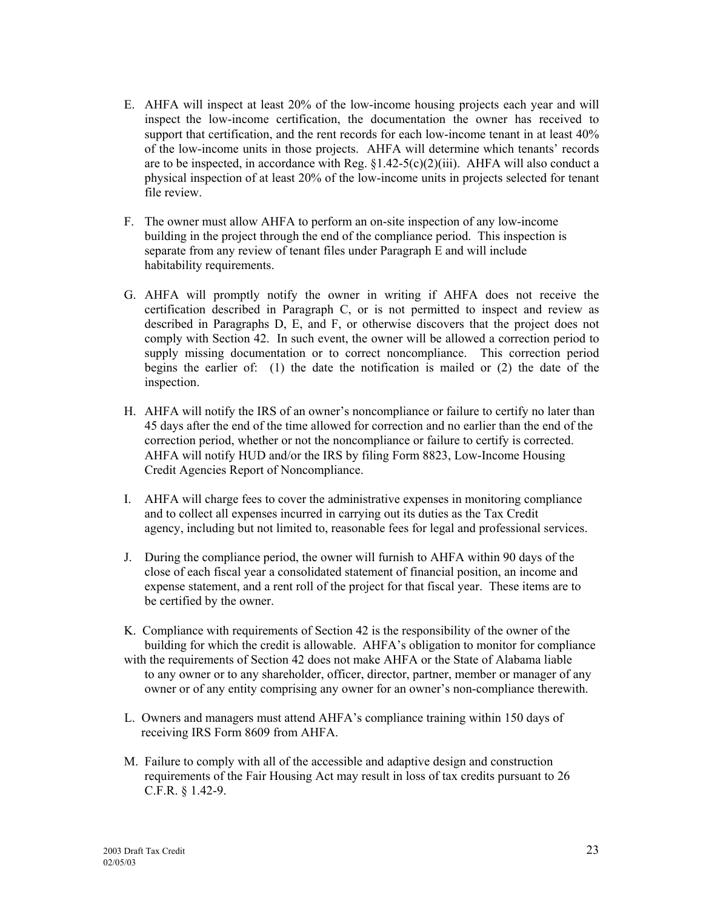E. AHFA will inspect at least 20% of the low-income housing projects each year and will inspect the low-income certification, the documentation the owner has received to support that certification, and the rent records for each low-income tenant in at least 40% of the low-income units in those projects. AHFA will determine which tenants' records are to be inspected, in accordance with Reg. §1.42-5(c)(2)(iii). AHFA will also conduct a physical inspection of at least 20% of the low-income units in projects selected for tenant file review.

F. The owner must allow AHFA to perform an on-site inspection of any low-income building in the project through the end of the compliance period. This inspection is separate from any review of tenant files under Paragraph E and will include habitability requirements.

G. AHFA will promptly notify the owner in writing if AHFA does not receive the certification described in Paragraph C, or is not permitted to inspect and review as described in Paragraphs D, E, and F, or otherwise discovers that the project does not comply with Section 42. In such event, the owner will be allowed a correction period to supply missing documentation or to correct noncompliance. This correction period begins the earlier of: (1) the date the notification is mailed or (2) the date of the inspection.

H. AHFA will notify the IRS of an owner's noncompliance or failure to certify no later than 45 days after the end of the time allowed for correction and no earlier than the end of the correction period, whether or not the noncompliance or failure to certify is corrected. AHFA will notify HUD and/or the IRS by filing Form 8823, Low-Income Housing Credit Agencies Report of Noncompliance.

I. AHFA will charge fees to cover the administrative expenses in monitoring compliance and to collect all expenses incurred in carrying out its duties as the Tax Credit agency, including but not limited to, reasonable fees for legal and professional services.

J. During the compliance period, the owner will furnish to AHFA within 90 days of the close of each fiscal year a consolidated statement of financial position, an income and expense statement, and a rent roll of the project for that fiscal year. These items are to be certified by the owner.

K. Compliance with requirements of Section 42 is the responsibility of the owner of the building for which the credit is allowable. AHFA's obligation to monitor for compliance with the requirements of Section 42 does not make AHFA or the State of Alabama liable to any owner or to any shareholder, officer, director, partner, member or manager of any owner or of any entity comprising any owner for an owner's non-compliance therewith.

L. Owners and managers must attend AHFA's compliance training within 150 days of receiving IRS Form 8609 from AHFA.

M. Failure to comply with all of the accessible and adaptive design and construction requirements of the Fair Housing Act may result in loss of tax credits pursuant to 26 C.F.R. § 1.42-9.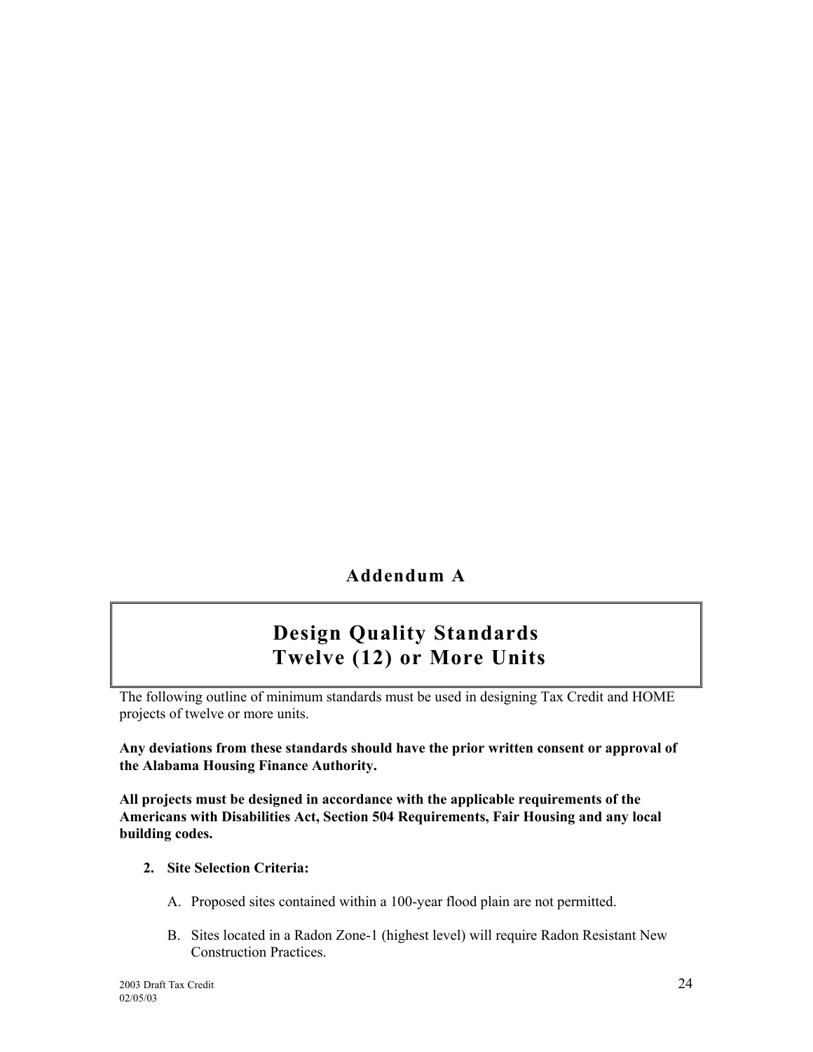## Addendum A

# Design Quality Standards Twelve (12) or More Units

The following outline of minimum standards must be used in designing Tax Credit and HOME projects of twelve or more units.

**Any deviations from these standards should have the prior written consent or approval of the Alabama Housing Finance Authority.**

**All projects must be designed in accordance with the applicable requirements of the Americans with Disabilities Act, Section 504 Requirements, Fair Housing and any local building codes.**

2. **Site Selection Criteria:**

   A. Proposed sites contained within a 100-year flood plain are not permitted.

   B. Sites located in a Radon Zone-1 (highest level) will require Radon Resistant New Construction Practices.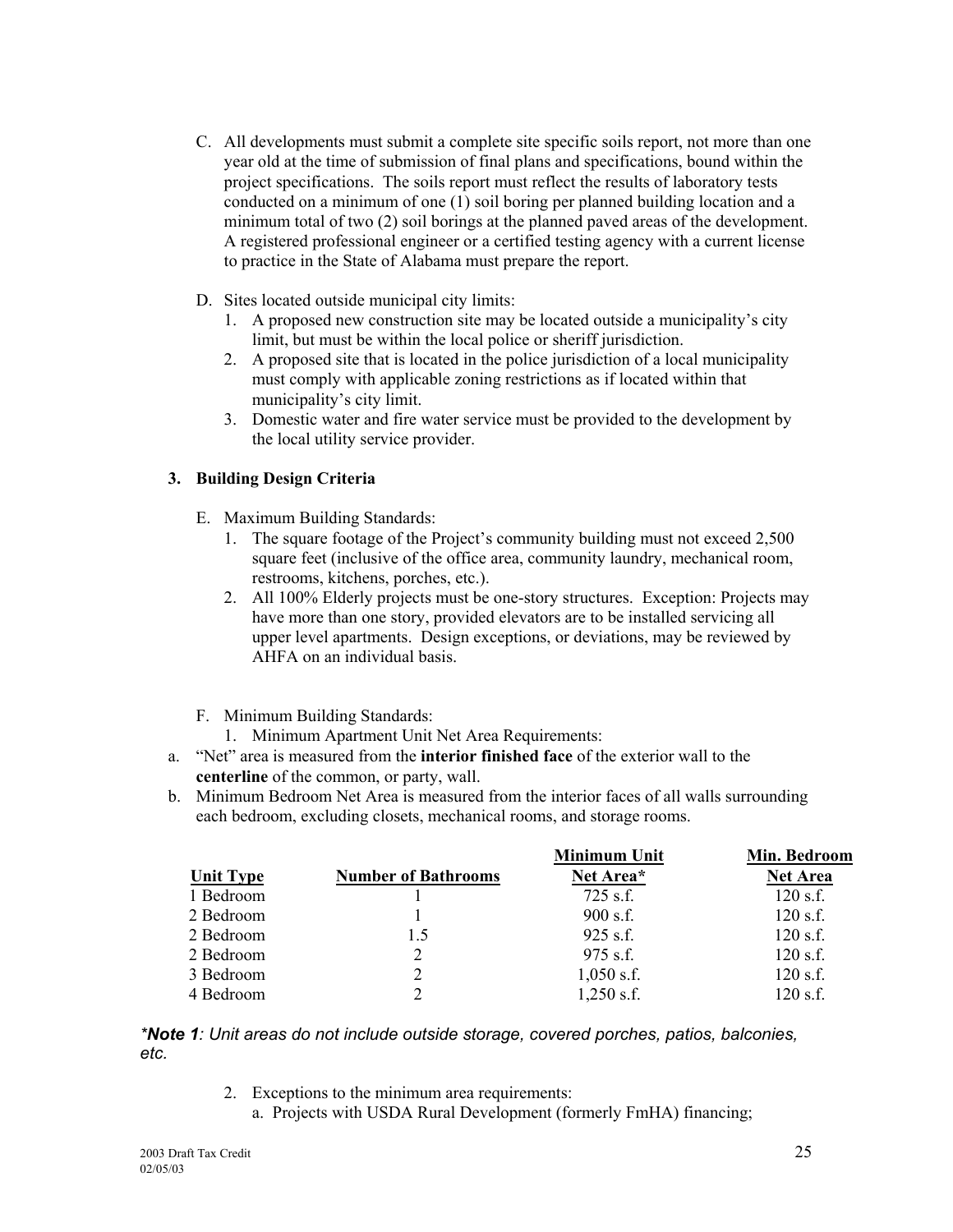C. All developments must submit a complete site specific soils report, not more than one year old at the time of submission of final plans and specifications, bound within the project specifications. The soils report must reflect the results of laboratory tests conducted on a minimum of one (1) soil boring per planned building location and a minimum total of two (2) soil borings at the planned paved areas of the development. A registered professional engineer or a certified testing agency with a current license to practice in the State of Alabama must prepare the report.

D. Sites located outside municipal city limits:
   1. A proposed new construction site may be located outside a municipality's city limit, but must be within the local police or sheriff jurisdiction.
   2. A proposed site that is located in the police jurisdiction of a local municipality must comply with applicable zoning restrictions as if located within that municipality's city limit.
   3. Domestic water and fire water service must be provided to the development by the local utility service provider.

### 3. Building Design Criteria

E. Maximum Building Standards:
   1. The square footage of the Project's community building must not exceed 2,500 square feet (inclusive of the office area, community laundry, mechanical room, restrooms, kitchens, porches, etc.).
   2. All 100% Elderly projects must be one-story structures. Exception: Projects may have more than one story, provided elevators are to be installed servicing all upper level apartments. Design exceptions, or deviations, may be reviewed by AHFA on an individual basis.

F. Minimum Building Standards:
   1. Minimum Apartment Unit Net Area Requirements:

a. "Net" area is measured from the **interior finished face** of the exterior wall to the **centerline** of the common, or party, wall.

b. Minimum Bedroom Net Area is measured from the interior faces of all walls surrounding each bedroom, excluding closets, mechanical rooms, and storage rooms.

| Unit Type | Number of Bathrooms | Minimum Unit Net Area* | Min. Bedroom Net Area |
|---|---|---|---|
| 1 Bedroom | 1 | 725 s.f. | 120 s.f. |
| 2 Bedroom | 1 | 900 s.f. | 120 s.f. |
| 2 Bedroom | 1.5 | 925 s.f. | 120 s.f. |
| 2 Bedroom | 2 | 975 s.f. | 120 s.f. |
| 3 Bedroom | 2 | 1,050 s.f. | 120 s.f. |
| 4 Bedroom | 2 | 1,250 s.f. | 120 s.f. |

***Note 1**: Unit areas do not include outside storage, covered porches, patios, balconies, etc.*

   2. Exceptions to the minimum area requirements:
      a. Projects with USDA Rural Development (formerly FmHA) financing;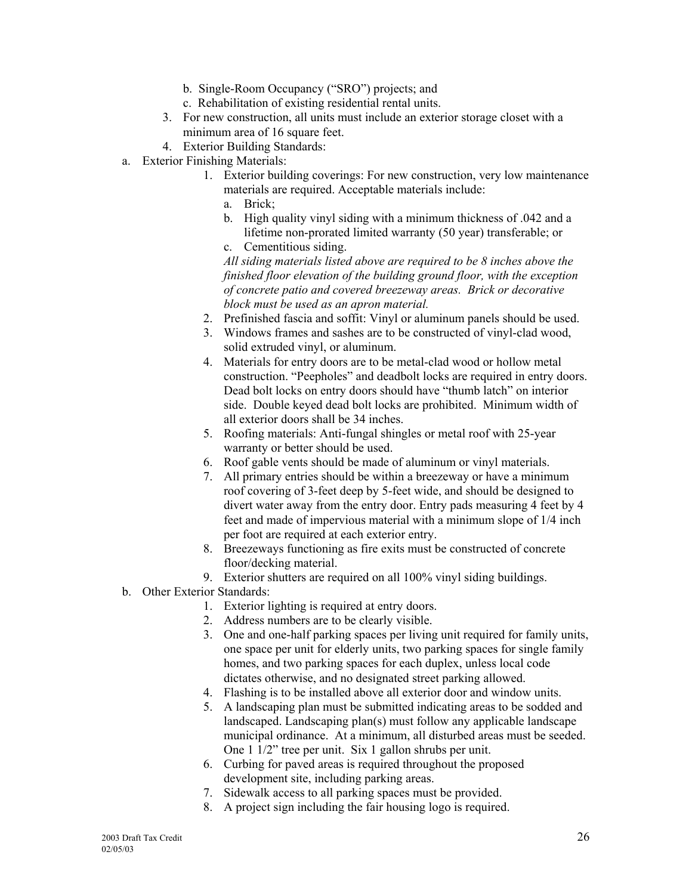b. Single-Room Occupancy ("SRO") projects; and
   c. Rehabilitation of existing residential units.
3. For new construction, all units must include an exterior storage closet with a minimum area of 16 square feet.
4. Exterior Building Standards:

a. Exterior Finishing Materials:

   1. Exterior building coverings: For new construction, very low maintenance materials are required. Acceptable materials include:
      a. Brick;
      b. High quality vinyl siding with a minimum thickness of .042 and a lifetime non-prorated limited warranty (50 year) transferable; or
      c. Cementitious siding.

      *All siding materials listed above are required to be 8 inches above the finished floor elevation of the building ground floor, with the exception of concrete patio and covered breezeway areas. Brick or decorative block must be used as an apron material.*
   2. Prefinished fascia and soffit: Vinyl or aluminum panels should be used.
   3. Windows frames and sashes are to be constructed of vinyl-clad wood, solid extruded vinyl, or aluminum.
   4. Materials for entry doors are to be metal-clad wood or hollow metal construction. "Peepholes" and deadbolt locks are required in entry doors. Dead bolt locks on entry doors should have "thumb latch" on interior side. Double keyed dead bolt locks are prohibited. Minimum width of all exterior doors shall be 34 inches.
   5. Roofing materials: Anti-fungal shingles or metal roof with 25-year warranty or better should be used.
   6. Roof gable vents should be made of aluminum or vinyl materials.
   7. All primary entries should be within a breezeway or have a minimum roof covering of 3-feet deep by 5-feet wide, and should be designed to divert water away from the entry door. Entry pads measuring 4 feet by 4 feet and made of impervious material with a minimum slope of 1/4 inch per foot are required at each exterior entry.
   8. Breezeways functioning as fire exits must be constructed of concrete floor/decking material.
   9. Exterior shutters are required on all 100% vinyl siding buildings.

b. Other Exterior Standards:

   1. Exterior lighting is required at entry doors.
   2. Address numbers are to be clearly visible.
   3. One and one-half parking spaces per living unit required for family units, one space per unit for elderly units, two parking spaces for single family homes, and two parking spaces for each duplex, unless local code dictates otherwise, and no designated street parking allowed.
   4. Flashing is to be installed above all exterior door and window units.
   5. A landscaping plan must be submitted indicating areas to be sodded and landscaped. Landscaping plan(s) must follow any applicable landscape municipal ordinance. At a minimum, all disturbed areas must be seeded. One 1 1/2" tree per unit. Six 1 gallon shrubs per unit.
   6. Curbing for paved areas is required throughout the proposed development site, including parking areas.
   7. Sidewalk access to all parking spaces must be provided.
   8. A project sign including the fair housing logo is required.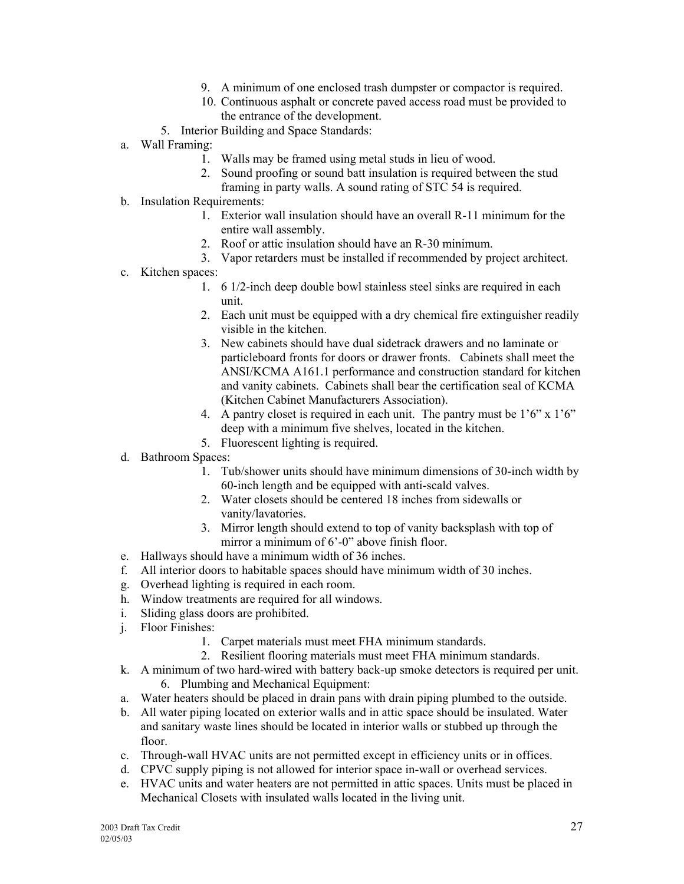9. A minimum of one enclosed trash dumpster or compactor is required.
10. Continuous asphalt or concrete paved access road must be provided to the entrance of the development.

5. Interior Building and Space Standards:

a. Wall Framing:
   1. Walls may be framed using metal studs in lieu of wood.
   2. Sound proofing or sound batt insulation is required between the stud framing in party walls. A sound rating of STC 54 is required.

b. Insulation Requirements:
   1. Exterior wall insulation should have an overall R-11 minimum for the entire wall assembly.
   2. Roof or attic insulation should have an R-30 minimum.
   3. Vapor retarders must be installed if recommended by project architect.

c. Kitchen spaces:
   1. 6 1/2-inch deep double bowl stainless steel sinks are required in each unit.
   2. Each unit must be equipped with a dry chemical fire extinguisher readily visible in the kitchen.
   3. New cabinets should have dual sidetrack drawers and no laminate or particleboard fronts for doors or drawer fronts. Cabinets shall meet the ANSI/KCMA A161.1 performance and construction standard for kitchen and vanity cabinets. Cabinets shall bear the certification seal of KCMA (Kitchen Cabinet Manufacturers Association).
   4. A pantry closet is required in each unit. The pantry must be 1'6" x 1'6" deep with a minimum five shelves, located in the kitchen.
   5. Fluorescent lighting is required.

d. Bathroom Spaces:
   1. Tub/shower units should have minimum dimensions of 30-inch width by 60-inch length and be equipped with anti-scald valves.
   2. Water closets should be centered 18 inches from sidewalls or vanity/lavatories.
   3. Mirror length should extend to top of vanity backsplash with top of mirror a minimum of 6'-0" above finish floor.

e. Hallways should have a minimum width of 36 inches.

f. All interior doors to habitable spaces should have minimum width of 30 inches.

g. Overhead lighting is required in each room.

h. Window treatments are required for all windows.

i. Sliding glass doors are prohibited.

j. Floor Finishes:
   1. Carpet materials must meet FHA minimum standards.
   2. Resilient flooring materials must meet FHA minimum standards.

k. A minimum of two hard-wired with battery back-up smoke detectors is required per unit.

6. Plumbing and Mechanical Equipment:

a. Water heaters should be placed in drain pans with drain piping plumbed to the outside.

b. All water piping located on exterior walls and in attic space should be insulated. Water and sanitary waste lines should be located in interior walls or stubbed up through the floor.

c. Through-wall HVAC units are not permitted except in efficiency units or in offices.

d. CPVC supply piping is not allowed for interior space in-wall or overhead services.

e. HVAC units and water heaters are not permitted in attic spaces. Units must be placed in Mechanical Closets with insulated walls located in the living unit.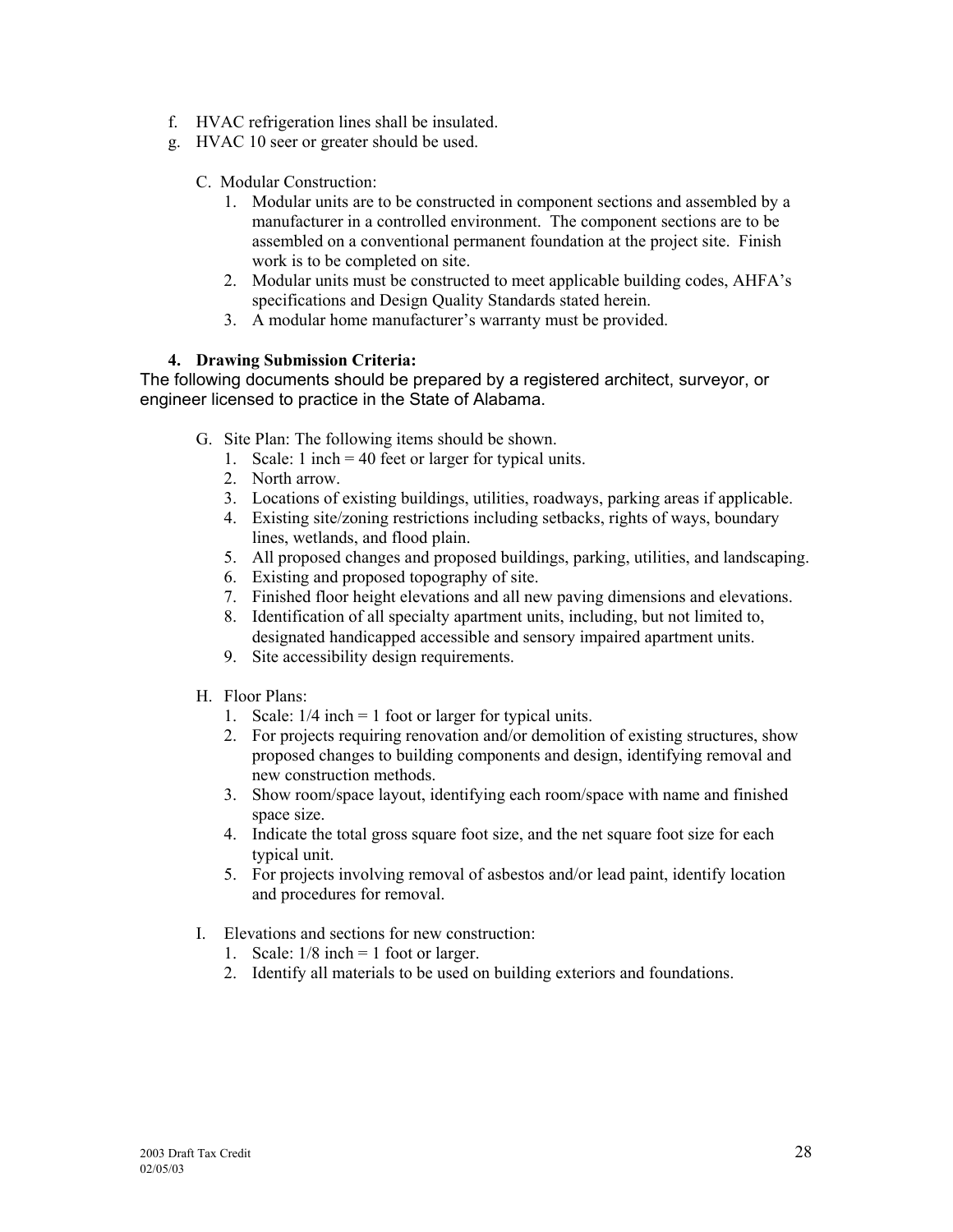f. HVAC refrigeration lines shall be insulated.
g. HVAC 10 seer or greater should be used.

C. Modular Construction:

1. Modular units are to be constructed in component sections and assembled by a manufacturer in a controlled environment. The component sections are to be assembled on a conventional permanent foundation at the project site. Finish work is to be completed on site.
2. Modular units must be constructed to meet applicable building codes, AHFA's specifications and Design Quality Standards stated herein.
3. A modular home manufacturer's warranty must be provided.

**4. Drawing Submission Criteria:**

The following documents should be prepared by a registered architect, surveyor, or engineer licensed to practice in the State of Alabama.

G. Site Plan: The following items should be shown.

1. Scale: 1 inch = 40 feet or larger for typical units.
2. North arrow.
3. Locations of existing buildings, utilities, roadways, parking areas if applicable.
4. Existing site/zoning restrictions including setbacks, rights of ways, boundary lines, wetlands, and flood plain.
5. All proposed changes and proposed buildings, parking, utilities, and landscaping.
6. Existing and proposed topography of site.
7. Finished floor height elevations and all new paving dimensions and elevations.
8. Identification of all specialty apartment units, including, but not limited to, designated handicapped accessible and sensory impaired apartment units.
9. Site accessibility design requirements.

H. Floor Plans:

1. Scale: 1/4 inch = 1 foot or larger for typical units.
2. For projects requiring renovation and/or demolition of existing structures, show proposed changes to building components and design, identifying removal and new construction methods.
3. Show room/space layout, identifying each room/space with name and finished space size.
4. Indicate the total gross square foot size, and the net square foot size for each typical unit.
5. For projects involving removal of asbestos and/or lead paint, identify location and procedures for removal.

I. Elevations and sections for new construction:

1. Scale: 1/8 inch = 1 foot or larger.
2. Identify all materials to be used on building exteriors and foundations.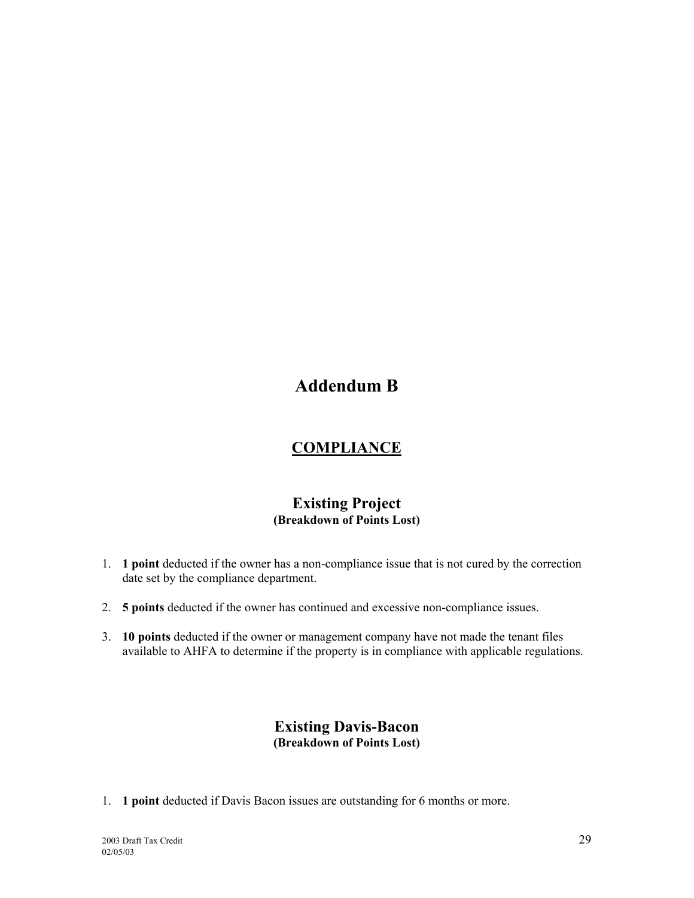# Addendum B

## COMPLIANCE

### Existing Project
**(Breakdown of Points Lost)**

1. **1 point** deducted if the owner has a non-compliance issue that is not cured by the correction date set by the compliance department.

2. **5 points** deducted if the owner has continued and excessive non-compliance issues.

3. **10 points** deducted if the owner or management company have not made the tenant files available to AHFA to determine if the property is in compliance with applicable regulations.

### Existing Davis-Bacon
**(Breakdown of Points Lost)**

1. **1 point** deducted if Davis Bacon issues are outstanding for 6 months or more.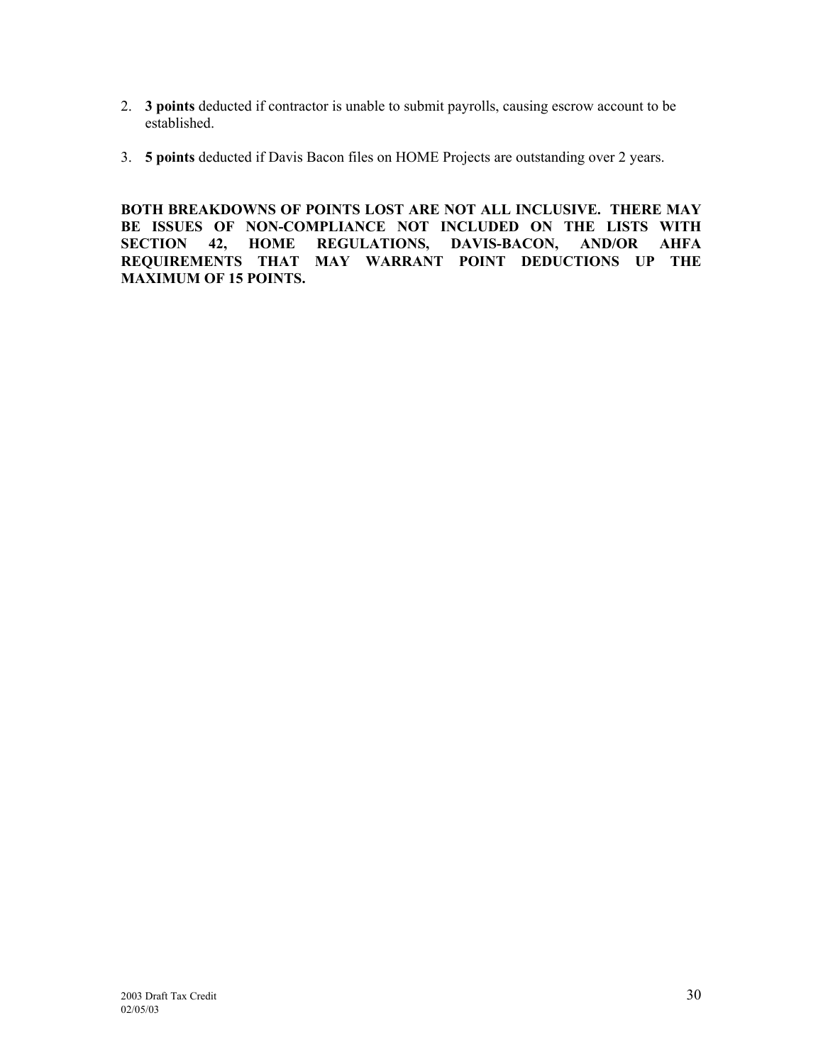2. **3 points** deducted if contractor is unable to submit payrolls, causing escrow account to be established.

3. **5 points** deducted if Davis Bacon files on HOME Projects are outstanding over 2 years.

**BOTH BREAKDOWNS OF POINTS LOST ARE NOT ALL INCLUSIVE. THERE MAY BE ISSUES OF NON-COMPLIANCE NOT INCLUDED ON THE LISTS WITH SECTION 42, HOME REGULATIONS, DAVIS-BACON, AND/OR AHFA REQUIREMENTS THAT MAY WARRANT POINT DEDUCTIONS UP THE MAXIMUM OF 15 POINTS.**